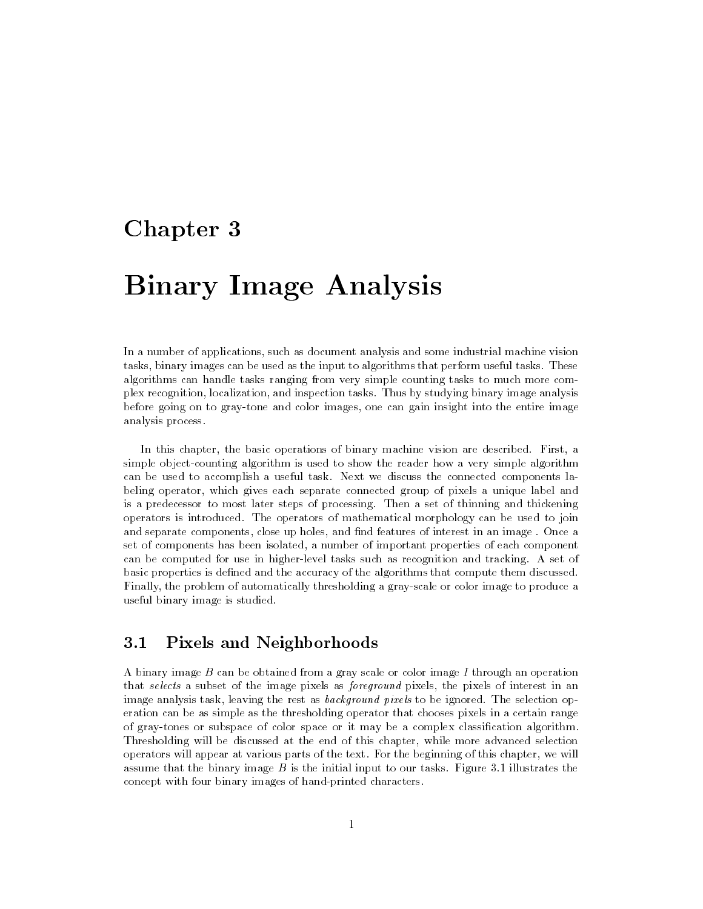# Chapter 3

# Binary Image Analysis

In a number of applications, such as document analysis and some industrial machine vision tasks, binary images can be used as the input to algorithms that perform useful tasks. These algorithms can handle tasks ranging from very simple counting tasks to much more complex recognition, localization, and inspection tasks. Thus by studying binary image analysis before going on to gray-tone and color images, one can gain insight into the entire image analysis process.

In this chapter, the basic operations of binary machine vision are described. First, a simple object-counting algorithm is used to show the reader how a very simple algorithm can be used to accomplish a useful task. Next we discuss the connected components labeling operator, which gives each separate connected group of pixels a unique label and is a predecessor to most later steps of processing. Then a set of thinning and thickening operators is introduced. The operators of mathematical morphology can be used to join and separate components, close up holes, and find features of interest in an image . Once a set of components has been isolated, a number of important properties of each component can be computed for use in higher-level tasks such as recognition and tracking. A set of basic properties is defined and the accuracy of the algorithms that compute them discussed. Finally, the problem of automatically thresholding a gray-scale or color image to produce a useful binary image is studied.

## 3.1 Pixels and Neighborhoods

A binary image $B$ can be obtained from a gray scale or color image $I$ through an operation that *selects* a subset of the image pixels as *foreground* pixels, the pixels of interest in an image analysis task, leaving the rest as *background pixels* to be ignored. The selection operation can be as simple as the thresholding operator that chooses pixels in a certain range of gray-tones or subspace of color space or it may be a complex classification algorithm. Thresholding will be discussed at the end of this chapter, while more advanced selection operators will appear at various parts of the text. For the beginning of this chapter, we will assume that the binary image $B$ is the initial input to our tasks. Figure 3.1 illustrates the concept with four binary images of hand-printed characters.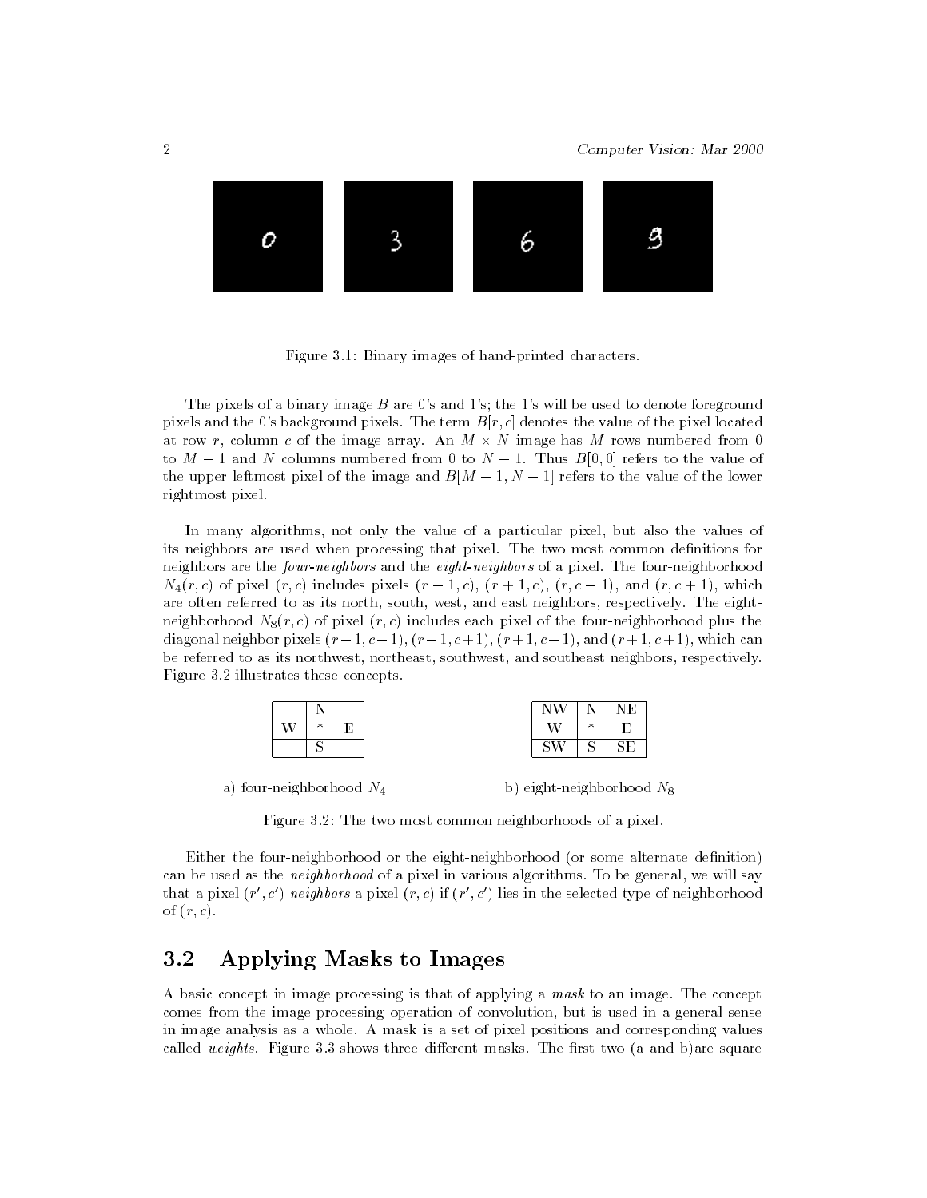Figure 3.1: Binary images of hand-printed characters.

The pixels of a binary image $B$ are 0's and 1's; the 1's will be used to denote foreground pixels and the 0's background pixels. The term $B[r, c]$ denotes the value of the pixel located at row $r$, column $c$ of the image array. An $M \times N$ image has $M$ rows numbered from 0 to $M - 1$ and $N$ columns numbered from 0 to $N - 1$. Thus $B[0, 0]$ refers to the value of the upper leftmost pixel of the image and $B[M - 1, N - 1]$ refers to the value of the lower rightmost pixel.

In many algorithms, not only the value of a particular pixel, but also the values of its neighbors are used when processing that pixel. The two most common definitions for neighbors are the *four-neighbors* and the *eight-neighbors* of a pixel. The four-neighborhood $N_4(r, c)$ of pixel $(r, c)$ includes pixels $(r - 1, c)$, $(r + 1, c)$, $(r, c - 1)$, and $(r, c + 1)$, which are often referred to as its north, south, west, and east neighbors, respectively. The eight-neighborhood $N_8(r, c)$ of pixel $(r, c)$ includes each pixel of the four-neighborhood plus the diagonal neighbor pixels $(r - 1, c - 1)$, $(r - 1, c + 1)$, $(r + 1, c - 1)$, and $(r + 1, c + 1)$, which can be referred to as its northwest, northeast, southwest, and southeast neighbors, respectively. Figure 3.2 illustrates these concepts.

| | | |
|---|---|---|
| | N | |
| W | * | E |
| | S | |

a) four-neighborhood $N_4$

| | | |
|---|---|---|
| NW | N | NE |
| W | * | E |
| SW | S | SE |

b) eight-neighborhood $N_8$

Figure 3.2: The two most common neighborhoods of a pixel.

Either the four-neighborhood or the eight-neighborhood (or some alternate definition) can be used as the *neighborhood* of a pixel in various algorithms. To be general, we will say that a pixel $(r', c')$ *neighbors* a pixel $(r, c)$ if $(r', c')$ lies in the selected type of neighborhood of $(r, c)$.

## 3.2 Applying Masks to Images

A basic concept in image processing is that of applying a *mask* to an image. The concept comes from the image processing operation of convolution, but is used in a general sense in image analysis as a whole. A mask is a set of pixel positions and corresponding values called *weights*. Figure 3.3 shows three different masks. The first two (a and b)are square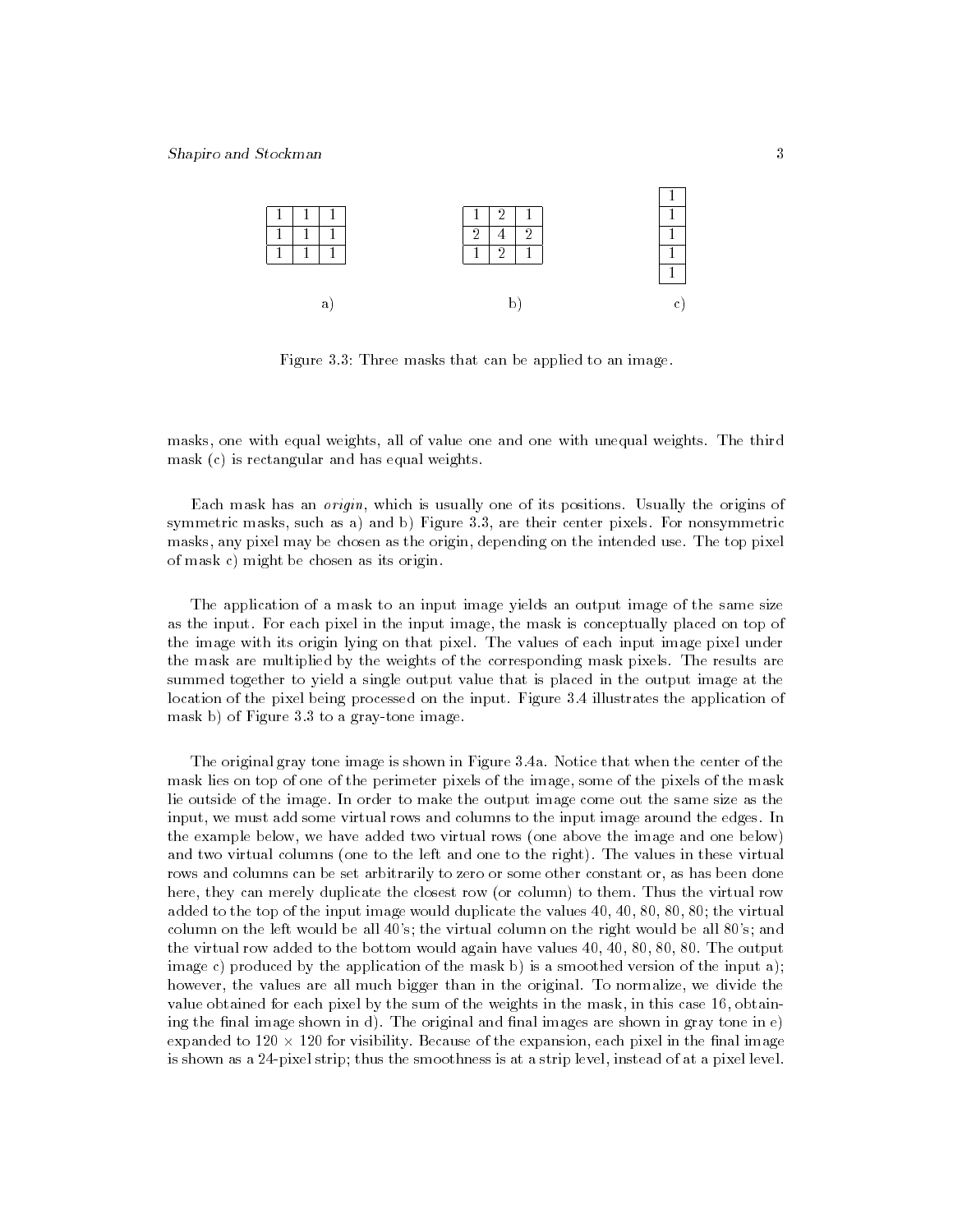a)

| | | |
|---|---|---|
| 1 | 1 | 1 |
| 1 | 1 | 1 |
| 1 | 1 | 1 |

b)

| | | |
|---|---|---|
| 1 | 2 | 1 |
| 2 | 4 | 2 |
| 1 | 2 | 1 |

c)

| |
|---|
| 1 |
| 1 |
| 1 |
| 1 |
| 1 |

Figure 3.3: Three masks that can be applied to an image.

masks, one with equal weights, all of value one and one with unequal weights. The third mask (c) is rectangular and has equal weights.

Each mask has an *origin*, which is usually one of its positions. Usually the origins of symmetric masks, such as a) and b) Figure 3.3, are their center pixels. For nonsymmetric masks, any pixel may be chosen as the origin, depending on the intended use. The top pixel of mask c) might be chosen as its origin.

The application of a mask to an input image yields an output image of the same size as the input. For each pixel in the input image, the mask is conceptually placed on top of the image with its origin lying on that pixel. The values of each input image pixel under the mask are multiplied by the weights of the corresponding mask pixels. The results are summed together to yield a single output value that is placed in the output image at the location of the pixel being processed on the input. Figure 3.4 illustrates the application of mask b) of Figure 3.3 to a gray-tone image.

The original gray tone image is shown in Figure 3.4a. Notice that when the center of the mask lies on top of one of the perimeter pixels of the image, some of the pixels of the mask lie outside of the image. In order to make the output image come out the same size as the input, we must add some virtual rows and columns to the input image around the edges. In the example below, we have added two virtual rows (one above the image and one below) and two virtual columns (one to the left and one to the right). The values in these virtual rows and columns can be set arbitrarily to zero or some other constant or, as has been done here, they can merely duplicate the closest row (or column) to them. Thus the virtual row added to the top of the input image would duplicate the values 40, 40, 80, 80, 80; the virtual column on the left would be all 40's; the virtual column on the right would be all 80's; and the virtual row added to the bottom would again have values 40, 40, 80, 80, 80. The output image c) produced by the application of the mask b) is a smoothed version of the input a); however, the values are all much bigger than in the original. To normalize, we divide the value obtained for each pixel by the sum of the weights in the mask, in this case 16, obtaining the final image shown in d). The original and final images are shown in gray tone in e) expanded to $120 \times 120$ for visibility. Because of the expansion, each pixel in the final image is shown as a 24-pixel strip; thus the smoothness is at a strip level, instead of at a pixel level.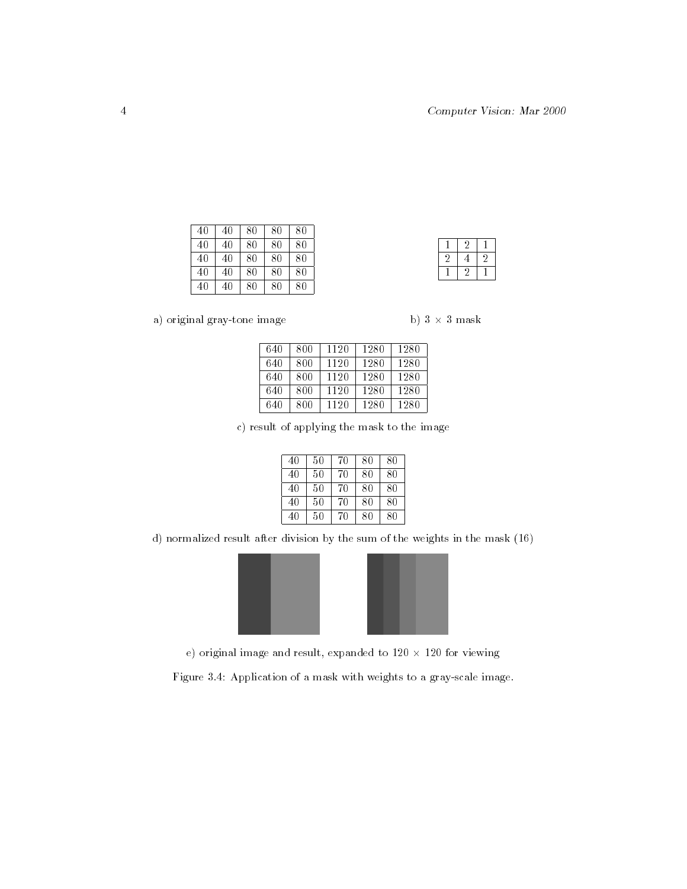| 40 | 40 | 80 | 80 | 80 |
|---|---|---|---|---|
| 40 | 40 | 80 | 80 | 80 |
| 40 | 40 | 80 | 80 | 80 |
| 40 | 40 | 80 | 80 | 80 |
| 40 | 40 | 80 | 80 | 80 |

a) original gray-tone image

| 1 | 2 | 1 |
|---|---|---|
| 2 | 4 | 2 |
| 1 | 2 | 1 |

b) $3 \times 3$ mask

| 640 | 800 | 1120 | 1280 | 1280 |
|---|---|---|---|---|
| 640 | 800 | 1120 | 1280 | 1280 |
| 640 | 800 | 1120 | 1280 | 1280 |
| 640 | 800 | 1120 | 1280 | 1280 |
| 640 | 800 | 1120 | 1280 | 1280 |

c) result of applying the mask to the image

| 40 | 50 | 70 | 80 | 80 |
|---|---|---|---|---|
| 40 | 50 | 70 | 80 | 80 |
| 40 | 50 | 70 | 80 | 80 |
| 40 | 50 | 70 | 80 | 80 |
| 40 | 50 | 70 | 80 | 80 |

d) normalized result after division by the sum of the weights in the mask (16)

e) original image and result, expanded to $120 \times 120$ for viewing

Figure 3.4: Application of a mask with weights to a gray-scale image.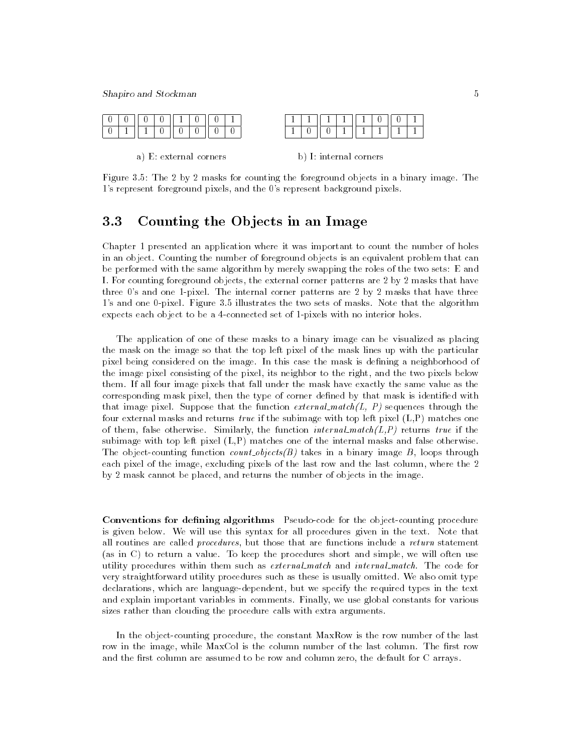a) E: external corners

| 0 | 0 |
|---|---|
| 0 | 1 |

| 0 | 0 |
|---|---|
| 1 | 0 |

| 1 | 0 |
|---|---|
| 0 | 0 |

| 0 | 1 |
|---|---|
| 0 | 0 |

b) I: internal corners

| 1 | 1 |
|---|---|
| 1 | 0 |

| 1 | 1 |
|---|---|
| 0 | 1 |

| 1 | 0 |
|---|---|
| 1 | 1 |

| 0 | 1 |
|---|---|
| 1 | 1 |

Figure 3.5: The 2 by 2 masks for counting the foreground objects in a binary image. The 1's represent foreground pixels, and the 0's represent background pixels.

## 3.3 Counting the Objects in an Image

Chapter 1 presented an application where it was important to count the number of holes in an object. Counting the number of foreground objects is an equivalent problem that can be performed with the same algorithm by merely swapping the roles of the two sets: E and I. For counting foreground objects, the external corner patterns are 2 by 2 masks that have three 0's and one 1-pixel. The internal corner patterns are 2 by 2 masks that have three 1's and one 0-pixel. Figure 3.5 illustrates the two sets of masks. Note that the algorithm expects each object to be a 4-connected set of 1-pixels with no interior holes.

The application of one of these masks to a binary image can be visualized as placing the mask on the image so that the top left pixel of the mask lines up with the particular pixel being considered on the image. In this case the mask is defining a neighborhood of the image pixel consisting of the pixel, its neighbor to the right, and the two pixels below them. If all four image pixels that fall under the mask have exactly the same value as the corresponding mask pixel, then the type of corner defined by that mask is identified with that image pixel. Suppose that the function *external_match(L, P)* sequences through the four external masks and returns *true* if the subimage with top left pixel (L,P) matches one of them, false otherwise. Similarly, the function *internal_match(L,P)* returns *true* if the subimage with top left pixel (L,P) matches one of the internal masks and false otherwise. The object-counting function *count_objects(B)* takes in a binary image *B*, loops through each pixel of the image, excluding pixels of the last row and the last column, where the 2 by 2 mask cannot be placed, and returns the number of objects in the image.

**Conventions for defining algorithms** Pseudo-code for the object-counting procedure is given below. We will use this syntax for all procedures given in the text. Note that all routines are called *procedures*, but those that are functions include a *return* statement (as in C) to return a value. To keep the procedures short and simple, we will often use utility procedures within them such as *external_match* and *internal_match*. The code for very straightforward utility procedures such as these is usually omitted. We also omit type declarations, which are language-dependent, but we specify the required types in the text and explain important variables in comments. Finally, we use global constants for various sizes rather than clouding the procedure calls with extra arguments.

In the object-counting procedure, the constant MaxRow is the row number of the last row in the image, while MaxCol is the column number of the last column. The first row and the first column are assumed to be row and column zero, the default for C arrays.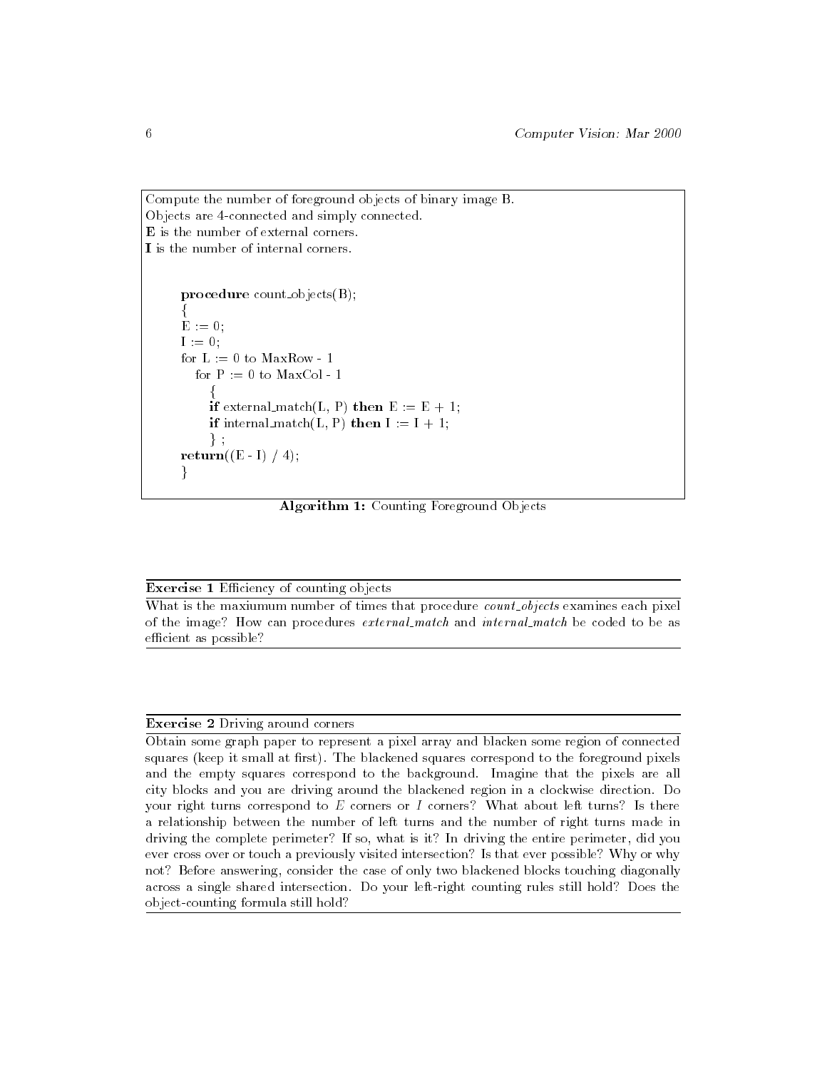Compute the number of foreground objects of binary image B.
Objects are 4-connected and simply connected.
**E** is the number of external corners.
**I** is the number of internal corners.

```
procedure count_objects(B);
{
E := 0;
I := 0;
for L := 0 to MaxRow - 1
   for P := 0 to MaxCol - 1
      {
      if external_match(L, P) then E := E + 1;
      if internal_match(L, P) then I := I + 1;
      } ;
return((E - I) / 4);
}
```

**Algorithm 1:** Counting Foreground Objects

---

**Exercise 1** Efficiency of counting objects

What is the maxiumum number of times that procedure *count_objects* examines each pixel of the image? How can procedures *external_match* and *internal_match* be coded to be as efficient as possible?

---

**Exercise 2** Driving around corners

Obtain some graph paper to represent a pixel array and blacken some region of connected squares (keep it small at first). The blackened squares correspond to the foreground pixels and the empty squares correspond to the background. Imagine that the pixels are all city blocks and you are driving around the blackened region in a clockwise direction. Do your right turns correspond to $E$ corners or $I$ corners? What about left turns? Is there a relationship between the number of left turns and the number of right turns made in driving the complete perimeter? If so, what is it? In driving the entire perimeter, did you ever cross over or touch a previously visited intersection? Is that ever possible? Why or why not? Before answering, consider the case of only two blackened blocks touching diagonally across a single shared intersection. Do your left-right counting rules still hold? Does the object-counting formula still hold?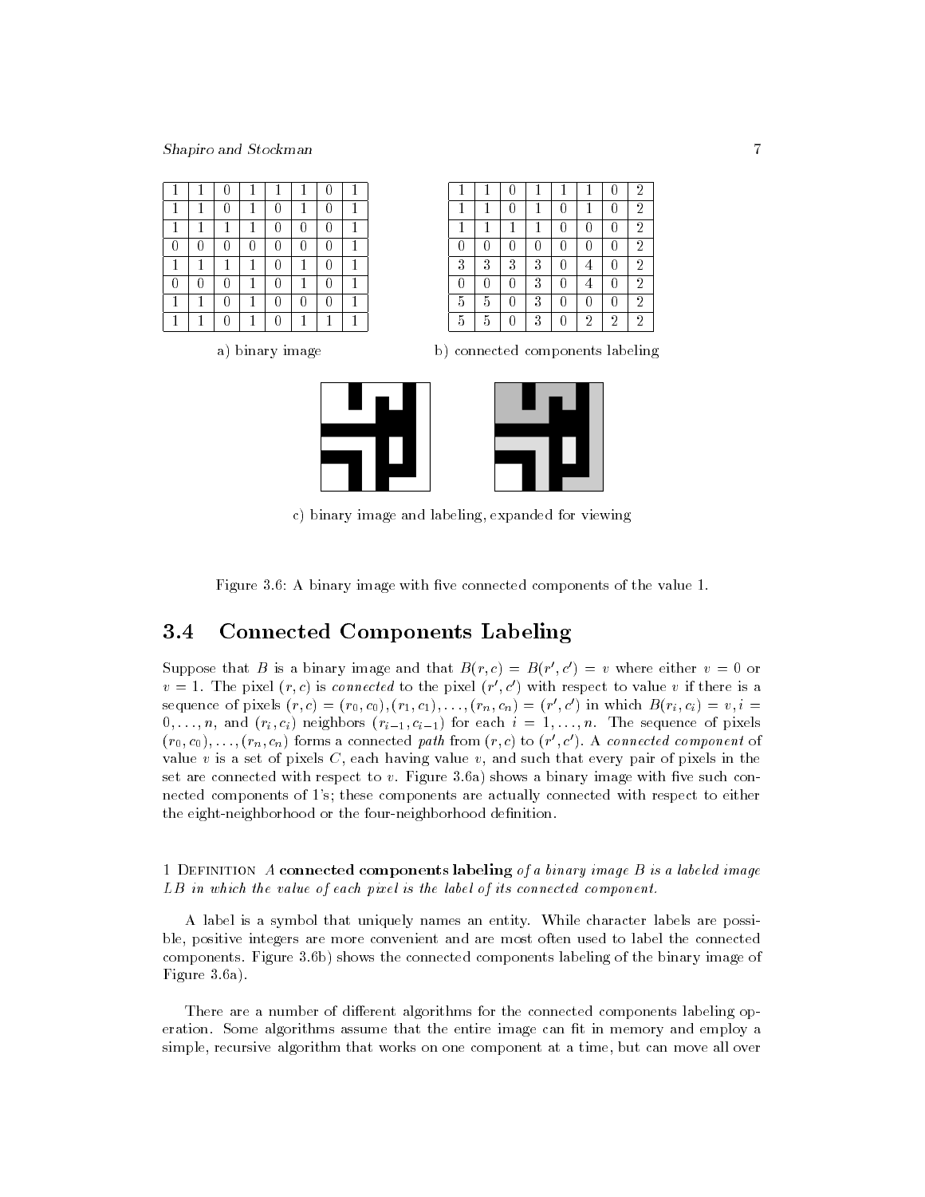| | | | | | | | |
|---|---|---|---|---|---|---|---|
| 1 | 1 | 0 | 1 | 1 | 1 | 0 | 1 |
| 1 | 1 | 0 | 1 | 0 | 1 | 0 | 1 |
| 1 | 1 | 1 | 1 | 0 | 0 | 0 | 1 |
| 0 | 0 | 0 | 0 | 0 | 0 | 0 | 1 |
| 1 | 1 | 1 | 1 | 0 | 1 | 0 | 1 |
| 0 | 0 | 0 | 1 | 0 | 1 | 0 | 1 |
| 1 | 1 | 0 | 1 | 0 | 0 | 0 | 1 |
| 1 | 1 | 0 | 1 | 0 | 1 | 1 | 1 |

a) binary image

| | | | | | | | |
|---|---|---|---|---|---|---|---|
| 1 | 1 | 0 | 1 | 1 | 1 | 0 | 2 |
| 1 | 1 | 0 | 1 | 0 | 1 | 0 | 2 |
| 1 | 1 | 1 | 1 | 0 | 0 | 0 | 2 |
| 0 | 0 | 0 | 0 | 0 | 0 | 0 | 2 |
| 3 | 3 | 3 | 3 | 0 | 4 | 0 | 2 |
| 0 | 0 | 0 | 3 | 0 | 4 | 0 | 2 |
| 5 | 5 | 0 | 3 | 0 | 0 | 0 | 2 |
| 5 | 5 | 0 | 3 | 0 | 2 | 2 | 2 |

b) connected components labeling

c) binary image and labeling, expanded for viewing

Figure 3.6: A binary image with five connected components of the value 1.

## 3.4 Connected Components Labeling

Suppose that $B$ is a binary image and that $B(r,c) = B(r',c') = v$ where either $v = 0$ or $v = 1$. The pixel $(r,c)$ is *connected* to the pixel $(r',c')$ with respect to value $v$ if there is a sequence of pixels $(r,c) = (r_0,c_0),(r_1,c_1),\ldots,(r_n,c_n) = (r',c')$ in which $B(r_i,c_i) = v, i = 0,\ldots,n$, and $(r_i,c_i)$ neighbors $(r_{i-1},c_{i-1})$ for each $i = 1,\ldots,n$. The sequence of pixels $(r_0,c_0),\ldots,(r_n,c_n)$ forms a connected *path* from $(r,c)$ to $(r',c')$. A *connected component* of value $v$ is a set of pixels $C$, each having value $v$, and such that every pair of pixels in the set are connected with respect to $v$. Figure 3.6a) shows a binary image with five such connected components of 1's; these components are actually connected with respect to either the eight-neighborhood or the four-neighborhood definition.

1 Definition *A* **connected components labeling** *of a binary image B is a labeled image LB in which the value of each pixel is the label of its connected component.*

A label is a symbol that uniquely names an entity. While character labels are possible, positive integers are more convenient and are most often used to label the connected components. Figure 3.6b) shows the connected components labeling of the binary image of Figure 3.6a).

There are a number of different algorithms for the connected components labeling operation. Some algorithms assume that the entire image can fit in memory and employ a simple, recursive algorithm that works on one component at a time, but can move all over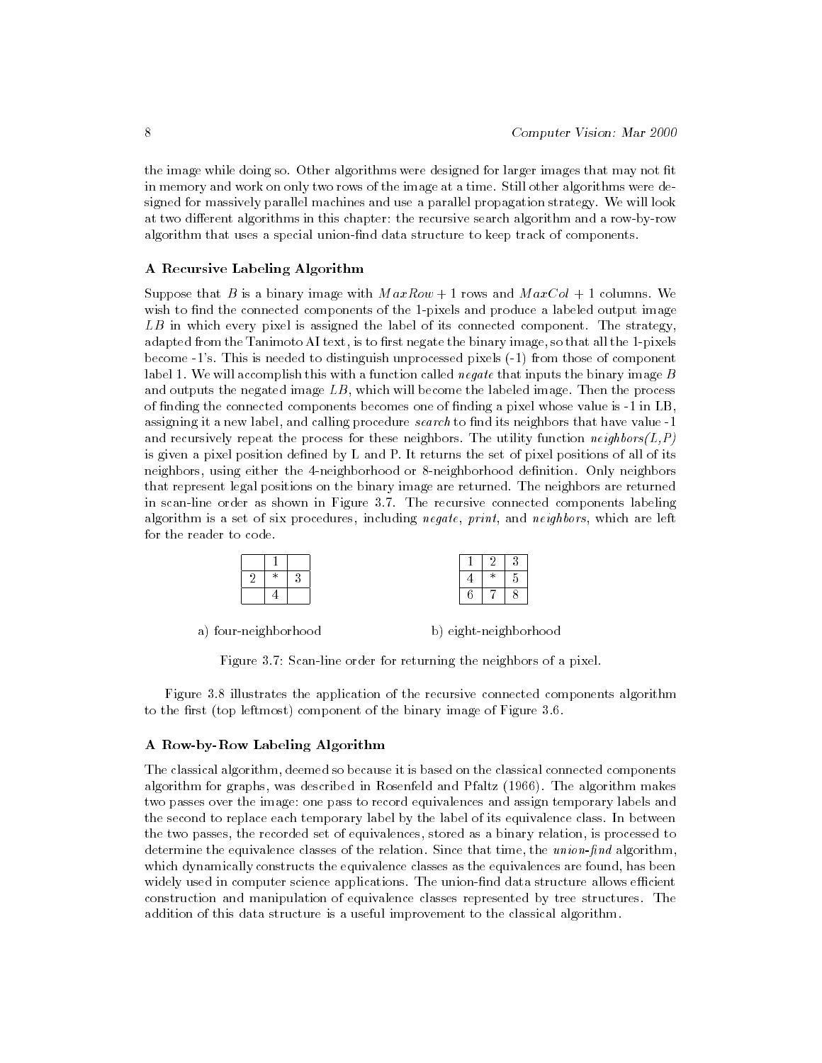the image while doing so. Other algorithms were designed for larger images that may not fit in memory and work on only two rows of the image at a time. Still other algorithms were designed for massively parallel machines and use a parallel propagation strategy. We will look at two different algorithms in this chapter: the recursive search algorithm and a row-by-row algorithm that uses a special union-find data structure to keep track of components.

### A Recursive Labeling Algorithm

Suppose that $B$ is a binary image with $MaxRow + 1$ rows and $MaxCol + 1$ columns. We wish to find the connected components of the 1-pixels and produce a labeled output image $LB$ in which every pixel is assigned the label of its connected component. The strategy, adapted from the Tanimoto AI text, is to first negate the binary image, so that all the 1-pixels become -1's. This is needed to distinguish unprocessed pixels (-1) from those of component label 1. We will accomplish this with a function called *negate* that inputs the binary image $B$ and outputs the negated image $LB$, which will become the labeled image. Then the process of finding the connected components becomes one of finding a pixel whose value is -1 in LB, assigning it a new label, and calling procedure *search* to find its neighbors that have value -1 and recursively repeat the process for these neighbors. The utility function *neighbors(L,P)* is given a pixel position defined by L and P. It returns the set of pixel positions of all of its neighbors, using either the 4-neighborhood or 8-neighborhood definition. Only neighbors that represent legal positions on the binary image are returned. The neighbors are returned in scan-line order as shown in Figure 3.7. The recursive connected components labeling algorithm is a set of six procedures, including *negate*, *print*, and *neighbors*, which are left for the reader to code.

a) four-neighborhood

|   |   |   |
|---|---|---|
|   | 1 |   |
| 2 | * | 3 |
|   | 4 |   |

b) eight-neighborhood

|   |   |   |
|---|---|---|
| 1 | 2 | 3 |
| 4 | * | 5 |
| 6 | 7 | 8 |

Figure 3.7: Scan-line order for returning the neighbors of a pixel.

Figure 3.8 illustrates the application of the recursive connected components algorithm to the first (top leftmost) component of the binary image of Figure 3.6.

### A Row-by-Row Labeling Algorithm

The classical algorithm, deemed so because it is based on the classical connected components algorithm for graphs, was described in Rosenfeld and Pfaltz (1966). The algorithm makes two passes over the image: one pass to record equivalences and assign temporary labels and the second to replace each temporary label by the label of its equivalence class. In between the two passes, the recorded set of equivalences, stored as a binary relation, is processed to determine the equivalence classes of the relation. Since that time, the *union-find* algorithm, which dynamically constructs the equivalence classes as the equivalences are found, has been widely used in computer science applications. The union-find data structure allows efficient construction and manipulation of equivalence classes represented by tree structures. The addition of this data structure is a useful improvement to the classical algorithm.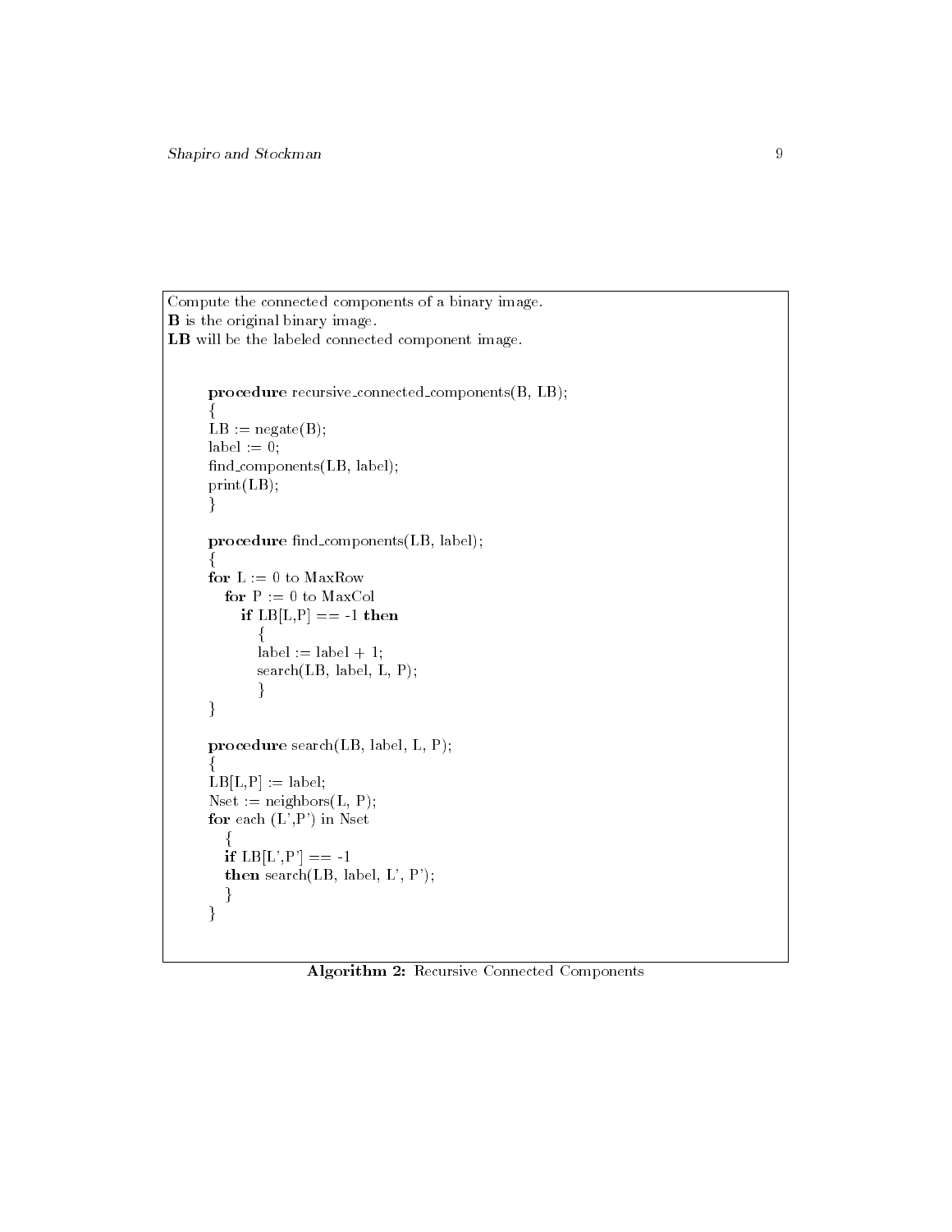Compute the connected components of a binary image.
**B** is the original binary image.
**LB** will be the labeled connected component image.

```
procedure recursive_connected_components(B, LB);
{
LB := negate(B);
label := 0;
find_components(LB, label);
print(LB);
}

procedure find_components(LB, label);
{
for L := 0 to MaxRow
   for P := 0 to MaxCol
      if LB[L,P] == -1 then
         {
         label := label + 1;
         search(LB, label, L, P);
         }
}

procedure search(LB, label, L, P);
{
LB[L,P] := label;
Nset := neighbors(L, P);
for each (L',P') in Nset
   {
   if LB[L',P'] == -1
   then search(LB, label, L', P');
   }
}
```

**Algorithm 2:** Recursive Connected Components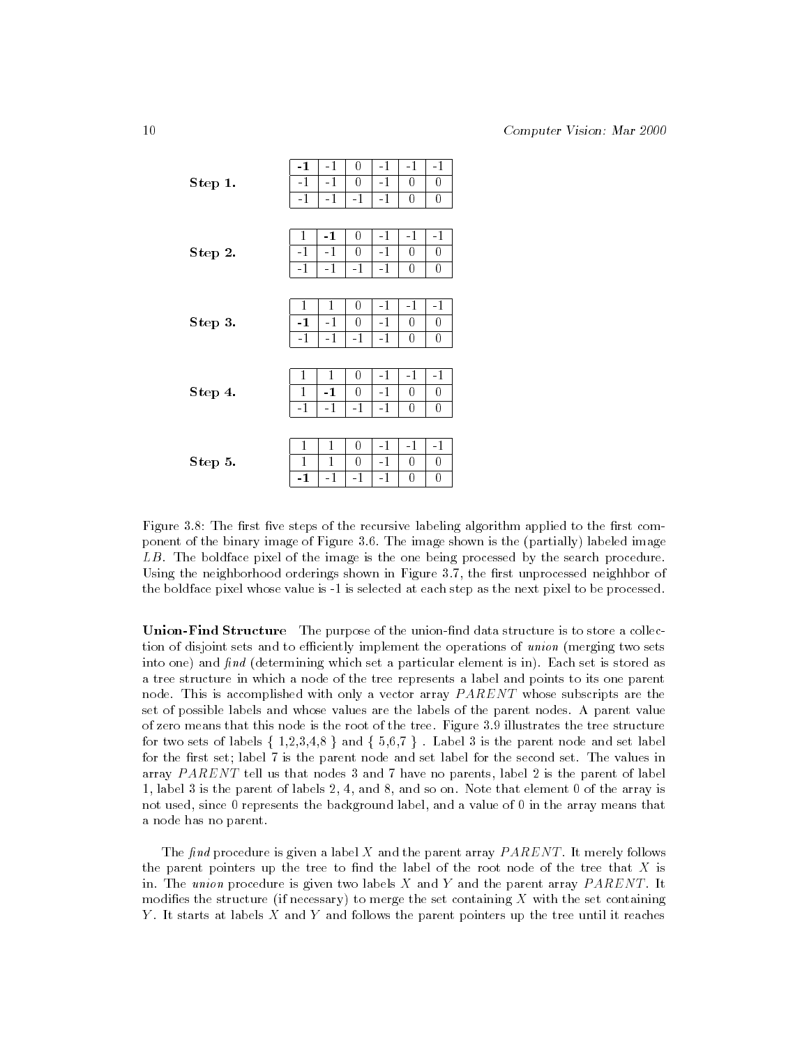**Step 1.**

| **-1** | -1 | 0 | -1 | -1 | -1 |
|---|---|---|---|---|---|
| -1 | -1 | 0 | -1 | 0 | 0 |
| -1 | -1 | -1 | -1 | 0 | 0 |

**Step 2.**

| 1 | **-1** | 0 | -1 | -1 | -1 |
|---|---|---|---|---|---|
| -1 | -1 | 0 | -1 | 0 | 0 |
| -1 | -1 | -1 | -1 | 0 | 0 |

**Step 3.**

| 1 | 1 | 0 | -1 | -1 | -1 |
|---|---|---|---|---|---|
| **-1** | -1 | 0 | -1 | 0 | 0 |
| -1 | -1 | -1 | -1 | 0 | 0 |

**Step 4.**

| 1 | 1 | 0 | -1 | -1 | -1 |
|---|---|---|---|---|---|
| 1 | **-1** | 0 | -1 | 0 | 0 |
| -1 | -1 | -1 | -1 | 0 | 0 |

**Step 5.**

| 1 | 1 | 0 | -1 | -1 | -1 |
|---|---|---|---|---|---|
| 1 | 1 | 0 | -1 | 0 | 0 |
| **-1** | -1 | -1 | -1 | 0 | 0 |

Figure 3.8: The first five steps of the recursive labeling algorithm applied to the first component of the binary image of Figure 3.6. The image shown is the (partially) labeled image $LB$. The boldface pixel of the image is the one being processed by the search procedure. Using the neighborhood orderings shown in Figure 3.7, the first unprocessed neighhbor of the boldface pixel whose value is -1 is selected at each step as the next pixel to be processed.

**Union-Find Structure** The purpose of the union-find data structure is to store a collection of disjoint sets and to efficiently implement the operations of *union* (merging two sets into one) and *find* (determining which set a particular element is in). Each set is stored as a tree structure in which a node of the tree represents a label and points to its one parent node. This is accomplished with only a vector array $PARENT$ whose subscripts are the set of possible labels and whose values are the labels of the parent nodes. A parent value of zero means that this node is the root of the tree. Figure 3.9 illustrates the tree structure for two sets of labels { 1,2,3,4,8 } and { 5,6,7 } . Label 3 is the parent node and set label for the first set; label 7 is the parent node and set label for the second set. The values in array $PARENT$ tell us that nodes 3 and 7 have no parents, label 2 is the parent of label 1, label 3 is the parent of labels 2, 4, and 8, and so on. Note that element 0 of the array is not used, since 0 represents the background label, and a value of 0 in the array means that a node has no parent.

The *find* procedure is given a label $X$ and the parent array $PARENT$. It merely follows the parent pointers up the tree to find the label of the root node of the tree that $X$ is in. The *union* procedure is given two labels $X$ and $Y$ and the parent array $PARENT$. It modifies the structure (if necessary) to merge the set containing $X$ with the set containing $Y$. It starts at labels $X$ and $Y$ and follows the parent pointers up the tree until it reaches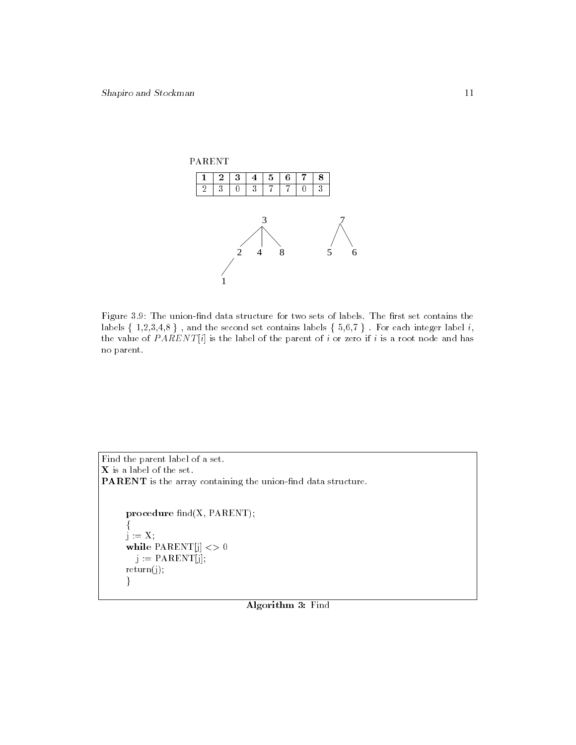PARENT

| 1 | 2 | 3 | 4 | 5 | 6 | 7 | 8 |
|---|---|---|---|---|---|---|---|
| 2 | 3 | 0 | 3 | 7 | 7 | 0 | 3 |

Figure 3.9: The union-find data structure for two sets of labels. The first set contains the labels { 1,2,3,4,8 } , and the second set contains labels { 5,6,7 } . For each integer label $i$, the value of $PARENT[i]$ is the label of the parent of $i$ or zero if $i$ is a root node and has no parent.

Find the parent label of a set.
**X** is a label of the set.
**PARENT** is the array containing the union-find data structure.

```
procedure find(X, PARENT);
{
j := X;
while PARENT[j] <> 0
   j := PARENT[j];
return(j);
}
```

**Algorithm 3:** Find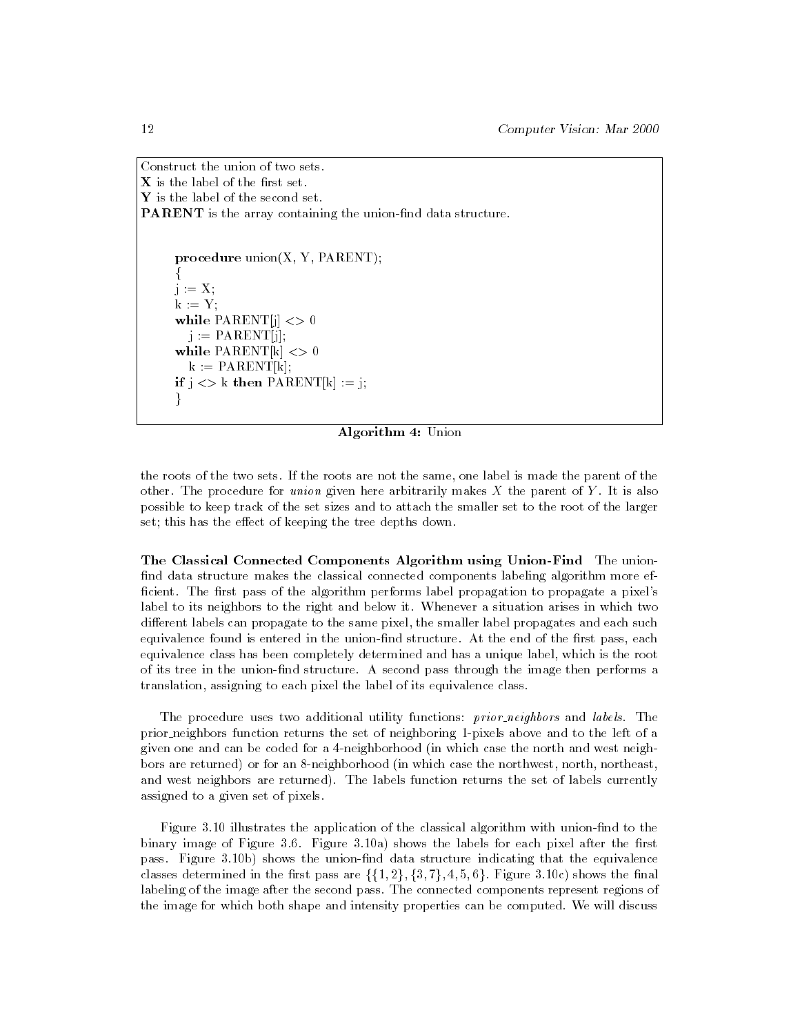Construct the union of two sets.
**X** is the label of the first set.
**Y** is the label of the second set.
**PARENT** is the array containing the union-find data structure.

```
procedure union(X, Y, PARENT);
{
j := X;
k := Y;
while PARENT[j] <> 0
   j := PARENT[j];
while PARENT[k] <> 0
   k := PARENT[k];
if j <> k then PARENT[k] := j;
}
```

**Algorithm 4:** Union

the roots of the two sets. If the roots are not the same, one label is made the parent of the other. The procedure for *union* given here arbitrarily makes $X$ the parent of $Y$. It is also possible to keep track of the set sizes and to attach the smaller set to the root of the larger set; this has the effect of keeping the tree depths down.

**The Classical Connected Components Algorithm using Union-Find** The union-find data structure makes the classical connected components labeling algorithm more efficient. The first pass of the algorithm performs label propagation to propagate a pixel's label to its neighbors to the right and below it. Whenever a situation arises in which two different labels can propagate to the same pixel, the smaller label propagates and each such equivalence found is entered in the union-find structure. At the end of the first pass, each equivalence class has been completely determined and has a unique label, which is the root of its tree in the union-find structure. A second pass through the image then performs a translation, assigning to each pixel the label of its equivalence class.

The procedure uses two additional utility functions: *prior_neighbors* and *labels*. The prior_neighbors function returns the set of neighboring 1-pixels above and to the left of a given one and can be coded for a 4-neighborhood (in which case the north and west neighbors are returned) or for an 8-neighborhood (in which case the northwest, north, northeast, and west neighbors are returned). The labels function returns the set of labels currently assigned to a given set of pixels.

Figure 3.10 illustrates the application of the classical algorithm with union-find to the binary image of Figure 3.6. Figure 3.10a) shows the labels for each pixel after the first pass. Figure 3.10b) shows the union-find data structure indicating that the equivalence classes determined in the first pass are $\{\{1,2\},\{3,7\},4,5,6\}$. Figure 3.10c) shows the final labeling of the image after the second pass. The connected components represent regions of the image for which both shape and intensity properties can be computed. We will discuss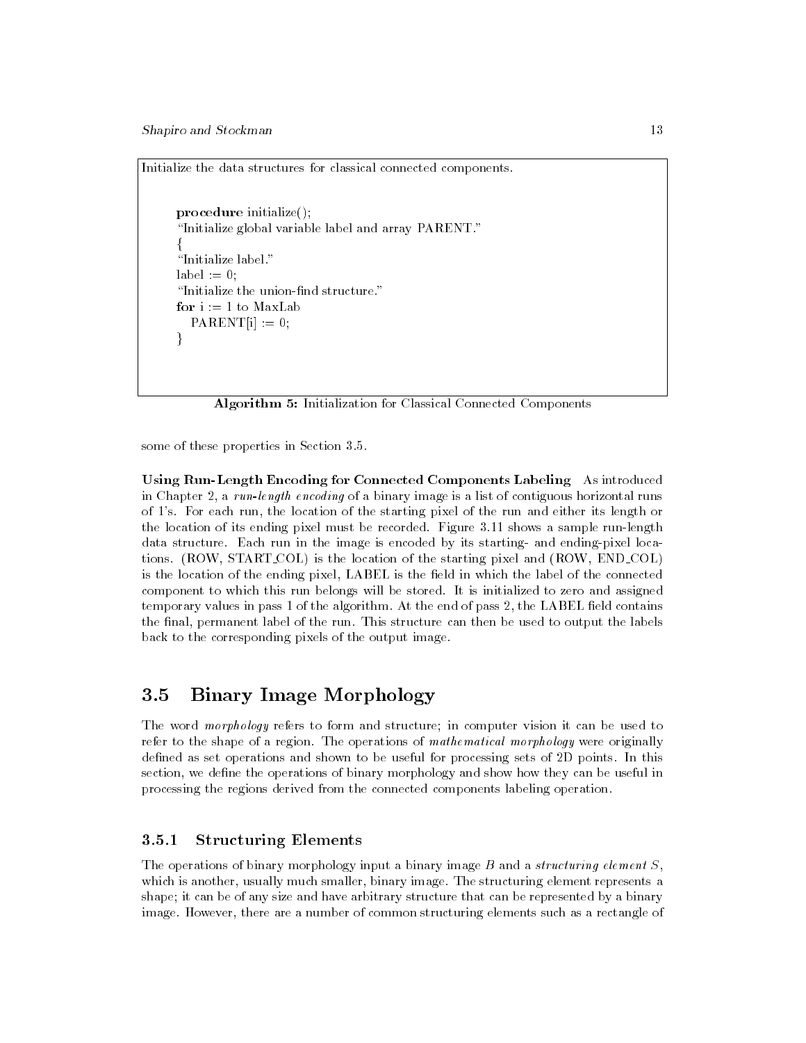Initialize the data structures for classical connected components.

```
procedure initialize();
"Initialize global variable label and array PARENT."
{
"Initialize label."
label := 0;
"Initialize the union-find structure."
for i := 1 to MaxLab
   PARENT[i] := 0;
}
```

**Algorithm 5:** Initialization for Classical Connected Components

some of these properties in Section 3.5.

**Using Run-Length Encoding for Connected Components Labeling** As introduced in Chapter 2, a *run-length encoding* of a binary image is a list of contiguous horizontal runs of 1's. For each run, the location of the starting pixel of the run and either its length or the location of its ending pixel must be recorded. Figure 3.11 shows a sample run-length data structure. Each run in the image is encoded by its starting- and ending-pixel locations. (ROW, START_COL) is the location of the starting pixel and (ROW, END_COL) is the location of the ending pixel, LABEL is the field in which the label of the connected component to which this run belongs will be stored. It is initialized to zero and assigned temporary values in pass 1 of the algorithm. At the end of pass 2, the LABEL field contains the final, permanent label of the run. This structure can then be used to output the labels back to the corresponding pixels of the output image.

## 3.5 Binary Image Morphology

The word *morphology* refers to form and structure; in computer vision it can be used to refer to the shape of a region. The operations of *mathematical morphology* were originally defined as set operations and shown to be useful for processing sets of 2D points. In this section, we define the operations of binary morphology and show how they can be useful in processing the regions derived from the connected components labeling operation.

### 3.5.1 Structuring Elements

The operations of binary morphology input a binary image $B$ and a *structuring element* $S$, which is another, usually much smaller, binary image. The structuring element represents a shape; it can be of any size and have arbitrary structure that can be represented by a binary image. However, there are a number of common structuring elements such as a rectangle of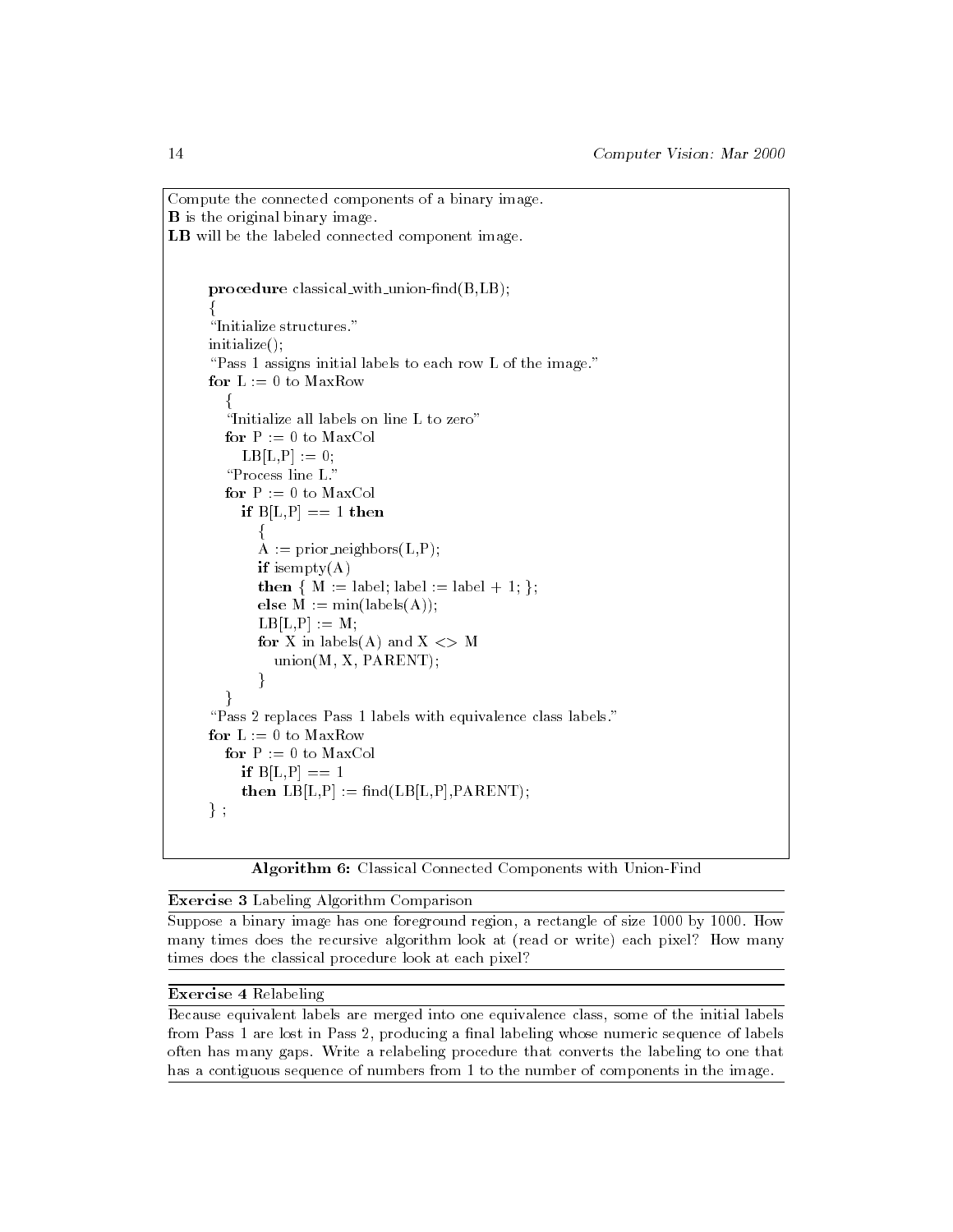Compute the connected components of a binary image.
**B** is the original binary image.
**LB** will be the labeled connected component image.

```
procedure classical_with_union-find(B,LB);
{
"Initialize structures."
initialize();
"Pass 1 assigns initial labels to each row L of the image."
for L := 0 to MaxRow
  {
  "Initialize all labels on line L to zero"
  for P := 0 to MaxCol
     LB[L,P] := 0;
  "Process line L."
  for P := 0 to MaxCol
     if B[L,P] == 1 then
        {
        A := prior_neighbors(L,P);
        if isempty(A)
        then { M := label; label := label + 1; };
        else M := min(labels(A));
        LB[L,P] := M;
        for X in labels(A) and X <> M
           union(M, X, PARENT);
        }
  }
"Pass 2 replaces Pass 1 labels with equivalence class labels."
for L := 0 to MaxRow
  for P := 0 to MaxCol
     if B[L,P] == 1
     then LB[L,P] := find(LB[L,P],PARENT);
} ;
```

**Algorithm 6:** Classical Connected Components with Union-Find

---

**Exercise 3** Labeling Algorithm Comparison

Suppose a binary image has one foreground region, a rectangle of size 1000 by 1000. How many times does the recursive algorithm look at (read or write) each pixel? How many times does the classical procedure look at each pixel?

---

**Exercise 4** Relabeling

Because equivalent labels are merged into one equivalence class, some of the initial labels from Pass 1 are lost in Pass 2, producing a final labeling whose numeric sequence of labels often has many gaps. Write a relabeling procedure that converts the labeling to one that has a contiguous sequence of numbers from 1 to the number of components in the image.

---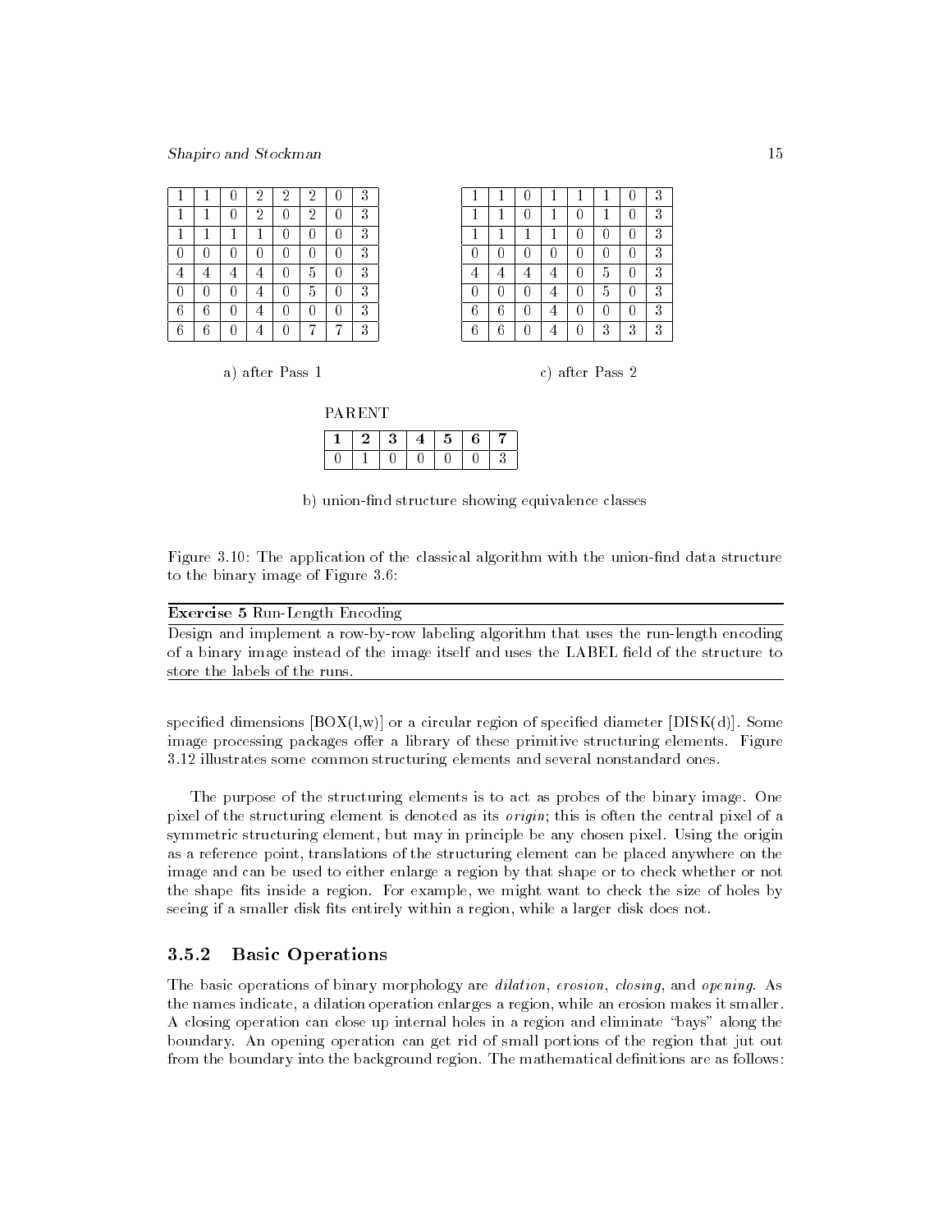| | | | | | | | |
|---|---|---|---|---|---|---|---|
| 1 | 1 | 0 | 2 | 2 | 2 | 0 | 3 |
| 1 | 1 | 0 | 2 | 0 | 2 | 0 | 3 |
| 1 | 1 | 1 | 1 | 0 | 0 | 0 | 3 |
| 0 | 0 | 0 | 0 | 0 | 0 | 0 | 3 |
| 4 | 4 | 4 | 4 | 0 | 5 | 0 | 3 |
| 0 | 0 | 0 | 4 | 0 | 5 | 0 | 3 |
| 6 | 6 | 0 | 4 | 0 | 0 | 0 | 3 |
| 6 | 6 | 0 | 4 | 0 | 7 | 7 | 3 |

a) after Pass 1

| | | | | | | | |
|---|---|---|---|---|---|---|---|
| 1 | 1 | 0 | 1 | 1 | 1 | 0 | 3 |
| 1 | 1 | 0 | 1 | 0 | 1 | 0 | 3 |
| 1 | 1 | 1 | 1 | 0 | 0 | 0 | 3 |
| 0 | 0 | 0 | 0 | 0 | 0 | 0 | 3 |
| 4 | 4 | 4 | 4 | 0 | 5 | 0 | 3 |
| 0 | 0 | 0 | 4 | 0 | 5 | 0 | 3 |
| 6 | 6 | 0 | 4 | 0 | 0 | 0 | 3 |
| 6 | 6 | 0 | 4 | 0 | 3 | 3 | 3 |

c) after Pass 2

PARENT

| **1** | **2** | **3** | **4** | **5** | **6** | **7** |
|---|---|---|---|---|---|---|
| 0 | 1 | 0 | 0 | 0 | 0 | 3 |

b) union-find structure showing equivalence classes

Figure 3.10: The application of the classical algorithm with the union-find data structure to the binary image of Figure 3.6:

---

**Exercise 5** Run-Length Encoding

Design and implement a row-by-row labeling algorithm that uses the run-length encoding of a binary image instead of the image itself and uses the LABEL field of the structure to store the labels of the runs.

---

specified dimensions [BOX(l,w)] or a circular region of specified diameter [DISK(d)]. Some image processing packages offer a library of these primitive structuring elements. Figure 3.12 illustrates some common structuring elements and several nonstandard ones.

The purpose of the structuring elements is to act as probes of the binary image. One pixel of the structuring element is denoted as its *origin*; this is often the central pixel of a symmetric structuring element, but may in principle be any chosen pixel. Using the origin as a reference point, translations of the structuring element can be placed anywhere on the image and can be used to either enlarge a region by that shape or to check whether or not the shape fits inside a region. For example, we might want to check the size of holes by seeing if a smaller disk fits entirely within a region, while a larger disk does not.

### 3.5.2 Basic Operations

The basic operations of binary morphology are *dilation*, *erosion*, *closing*, and *opening*. As the names indicate, a dilation operation enlarges a region, while an erosion makes it smaller. A closing operation can close up internal holes in a region and eliminate "bays" along the boundary. An opening operation can get rid of small portions of the region that jut out from the boundary into the background region. The mathematical definitions are as follows: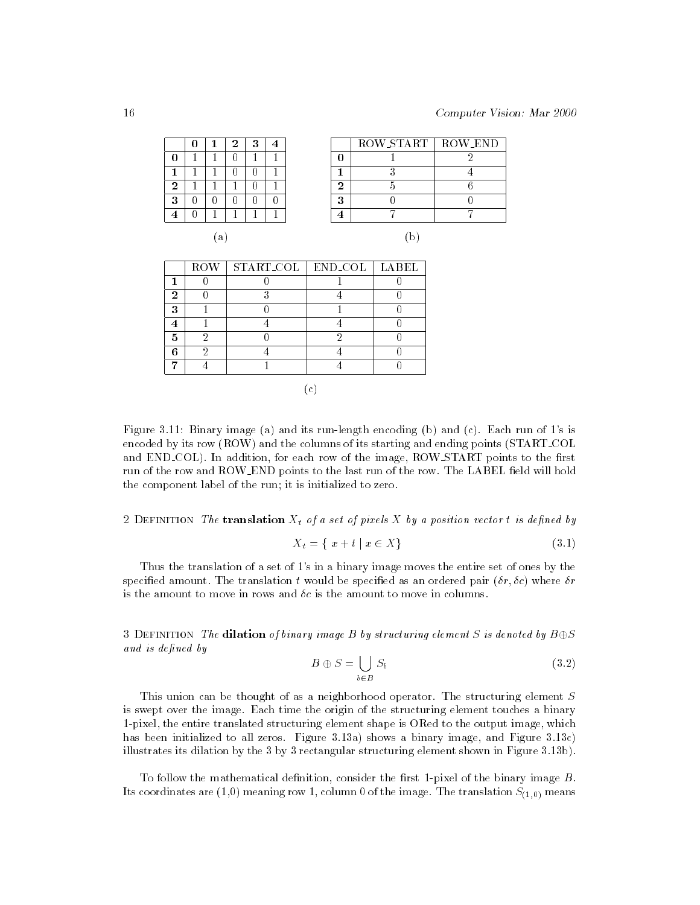|   | 0 | 1 | 2 | 3 | 4 |
|---|---|---|---|---|---|
| **0** | 1 | 1 | 0 | 1 | 1 |
| **1** | 1 | 1 | 0 | 0 | 1 |
| **2** | 1 | 1 | 1 | 0 | 1 |
| **3** | 0 | 0 | 0 | 0 | 0 |
| **4** | 0 | 1 | 1 | 1 | 1 |

(a)

|   | ROW_START | ROW_END |
|---|---|---|
| **0** | 1 | 2 |
| **1** | 3 | 4 |
| **2** | 5 | 6 |
| **3** | 0 | 0 |
| **4** | 7 | 7 |

(b)

|   | ROW | START_COL | END_COL | LABEL |
|---|---|---|---|---|
| **1** | 0 | 0 | 1 | 0 |
| **2** | 0 | 3 | 4 | 0 |
| **3** | 1 | 0 | 1 | 0 |
| **4** | 1 | 4 | 4 | 0 |
| **5** | 2 | 0 | 2 | 0 |
| **6** | 2 | 4 | 4 | 0 |
| **7** | 4 | 1 | 4 | 0 |

(c)

Figure 3.11: Binary image (a) and its run-length encoding (b) and (c). Each run of 1's is encoded by its row (ROW) and the columns of its starting and ending points (START_COL and END_COL). In addition, for each row of the image, ROW_START points to the first run of the row and ROW_END points to the last run of the row. The LABEL field will hold the component label of the run; it is initialized to zero.

2 Definition *The* **translation** $X_t$ *of a set of pixels* $X$ *by a position vector* $t$ *is defined by*

$$X_t = \{ x + t \mid x \in X \} \tag{3.1}$$

Thus the translation of a set of 1's in a binary image moves the entire set of ones by the specified amount. The translation $t$ would be specified as an ordered pair $(\delta r, \delta c)$ where $\delta r$ is the amount to move in rows and $\delta c$ is the amount to move in columns.

3 Definition *The* **dilation** *of binary image* $B$ *by structuring element* $S$ *is denoted by* $B \oplus S$ *and is defined by*

$$B \oplus S = \bigcup_{b \in B} S_b \tag{3.2}$$

This union can be thought of as a neighborhood operator. The structuring element $S$ is swept over the image. Each time the origin of the structuring element touches a binary 1-pixel, the entire translated structuring element shape is ORed to the output image, which has been initialized to all zeros. Figure 3.13a) shows a binary image, and Figure 3.13c) illustrates its dilation by the 3 by 3 rectangular structuring element shown in Figure 3.13b).

To follow the mathematical definition, consider the first 1-pixel of the binary image $B$. Its coordinates are (1,0) meaning row 1, column 0 of the image. The translation $S_{(1,0)}$ means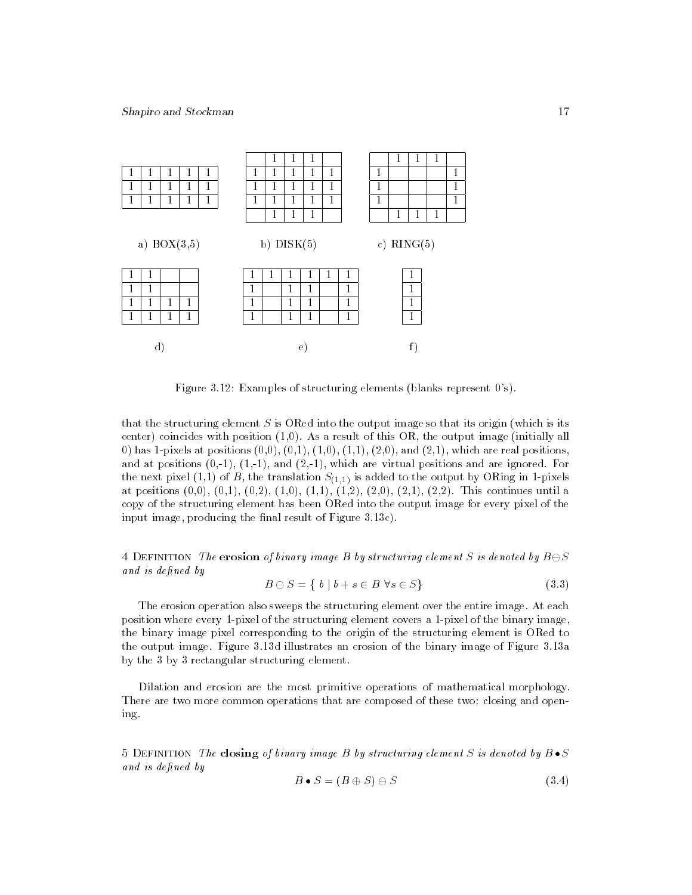| 1 | 1 | 1 | 1 | 1 |
|---|---|---|---|---|
| 1 | 1 | 1 | 1 | 1 |
| 1 | 1 | 1 | 1 | 1 |

a) BOX(3,5)

|   | 1 | 1 | 1 |   |
|---|---|---|---|---|
| 1 | 1 | 1 | 1 | 1 |
| 1 | 1 | 1 | 1 | 1 |
| 1 | 1 | 1 | 1 | 1 |
|   | 1 | 1 | 1 |   |

b) DISK(5)

|   | 1 | 1 | 1 |   |
|---|---|---|---|---|
| 1 |   |   |   | 1 |
| 1 |   |   |   | 1 |
| 1 |   |   |   | 1 |
|   | 1 | 1 | 1 |   |

c) RING(5)

| 1 | 1 |   |   |
|---|---|---|---|
| 1 | 1 |   |   |
| 1 | 1 | 1 | 1 |
| 1 | 1 | 1 | 1 |

d)

| 1 | 1 | 1 | 1 | 1 | 1 |
|---|---|---|---|---|---|
| 1 |   | 1 | 1 |   | 1 |
| 1 |   | 1 | 1 |   | 1 |
| 1 |   | 1 | 1 |   | 1 |

e)

| 1 |
|---|
| 1 |
| 1 |
| 1 |

f)

Figure 3.12: Examples of structuring elements (blanks represent 0's).

that the structuring element $S$ is ORed into the output image so that its origin (which is its center) coincides with position (1,0). As a result of this OR, the output image (initially all 0) has 1-pixels at positions (0,0), (0,1), (1,0), (1,1), (2,0), and (2,1), which are real positions, and at positions (0,-1), (1,-1), and (2,-1), which are virtual positions and are ignored. For the next pixel (1,1) of $B$, the translation $S_{(1,1)}$ is added to the output by ORing in 1-pixels at positions (0,0), (0,1), (0,2), (1,0), (1,1), (1,2), (2,0), (2,1), (2,2). This continues until a copy of the structuring element has been ORed into the output image for every pixel of the input image, producing the final result of Figure 3.13c).

4 Definition *The* **erosion** *of binary image $B$ by structuring element $S$ is denoted by $B \ominus S$ and is defined by*

$$B \ominus S = \{ \; b \mid b + s \in B \; \forall s \in S \} \tag{3.3}$$

The erosion operation also sweeps the structuring element over the entire image. At each position where every 1-pixel of the structuring element covers a 1-pixel of the binary image, the binary image pixel corresponding to the origin of the structuring element is ORed to the output image. Figure 3.13d illustrates an erosion of the binary image of Figure 3.13a by the 3 by 3 rectangular structuring element.

Dilation and erosion are the most primitive operations of mathematical morphology. There are two more common operations that are composed of these two: closing and opening.

5 Definition *The* **closing** *of binary image $B$ by structuring element $S$ is denoted by $B \bullet S$ and is defined by*

$$B \bullet S = (B \oplus S) \ominus S \tag{3.4}$$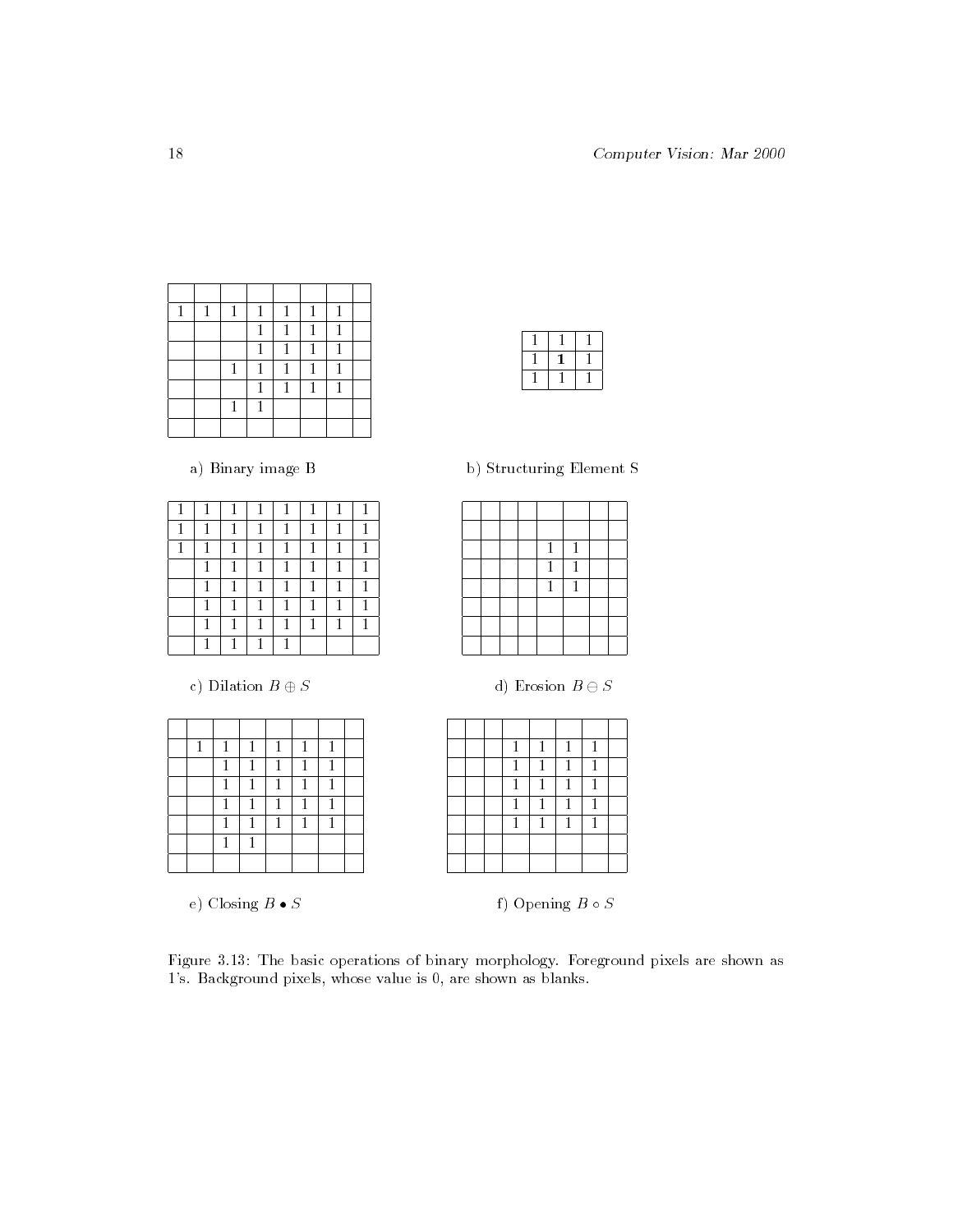a) Binary image B

| | | | | | | | |
|---|---|---|---|---|---|---|---|
| | | | | | | | |
| 1 | 1 | 1 | 1 | 1 | 1 | 1 | |
| | | | 1 | 1 | 1 | 1 | |
| | | | 1 | 1 | 1 | 1 | |
| | | 1 | 1 | 1 | 1 | 1 | |
| | | | 1 | 1 | 1 | 1 | |
| | | 1 | 1 | | | | |
| | | | | | | | |

b) Structuring Element S

| | | |
|---|---|---|
| 1 | 1 | 1 |
| 1 | **1** | 1 |
| 1 | 1 | 1 |

c) Dilation $B \oplus S$

| | | | | | | | |
|---|---|---|---|---|---|---|---|
| 1 | 1 | 1 | 1 | 1 | 1 | 1 | 1 |
| 1 | 1 | 1 | 1 | 1 | 1 | 1 | 1 |
| 1 | 1 | 1 | 1 | 1 | 1 | 1 | 1 |
| | 1 | 1 | 1 | 1 | 1 | 1 | 1 |
| | 1 | 1 | 1 | 1 | 1 | 1 | 1 |
| | 1 | 1 | 1 | 1 | 1 | 1 | 1 |
| | 1 | 1 | 1 | 1 | 1 | 1 | 1 |
| | 1 | 1 | 1 | 1 | | | |

d) Erosion $B \ominus S$

| | | | | | | | |
|---|---|---|---|---|---|---|---|
| | | | | | | | |
| | | | | | | | |
| | | | | 1 | 1 | | |
| | | | | 1 | 1 | | |
| | | | | 1 | 1 | | |
| | | | | | | | |
| | | | | | | | |
| | | | | | | | |

e) Closing $B \bullet S$

| | | | | | | | |
|---|---|---|---|---|---|---|---|
| | | | | | | | |
| | 1 | 1 | 1 | 1 | 1 | 1 | |
| | | 1 | 1 | 1 | 1 | 1 | |
| | | 1 | 1 | 1 | 1 | 1 | |
| | | 1 | 1 | 1 | 1 | 1 | |
| | | 1 | 1 | 1 | 1 | 1 | |
| | | 1 | 1 | | | | |
| | | | | | | | |

f) Opening $B \circ S$

| | | | | | | | |
|---|---|---|---|---|---|---|---|
| | | | | | | | |
| | | | 1 | 1 | 1 | 1 | |
| | | | 1 | 1 | 1 | 1 | |
| | | | 1 | 1 | 1 | 1 | |
| | | | 1 | 1 | 1 | 1 | |
| | | | 1 | 1 | 1 | 1 | |
| | | | | | | | |
| | | | | | | | |

Figure 3.13: The basic operations of binary morphology. Foreground pixels are shown as 1's. Background pixels, whose value is 0, are shown as blanks.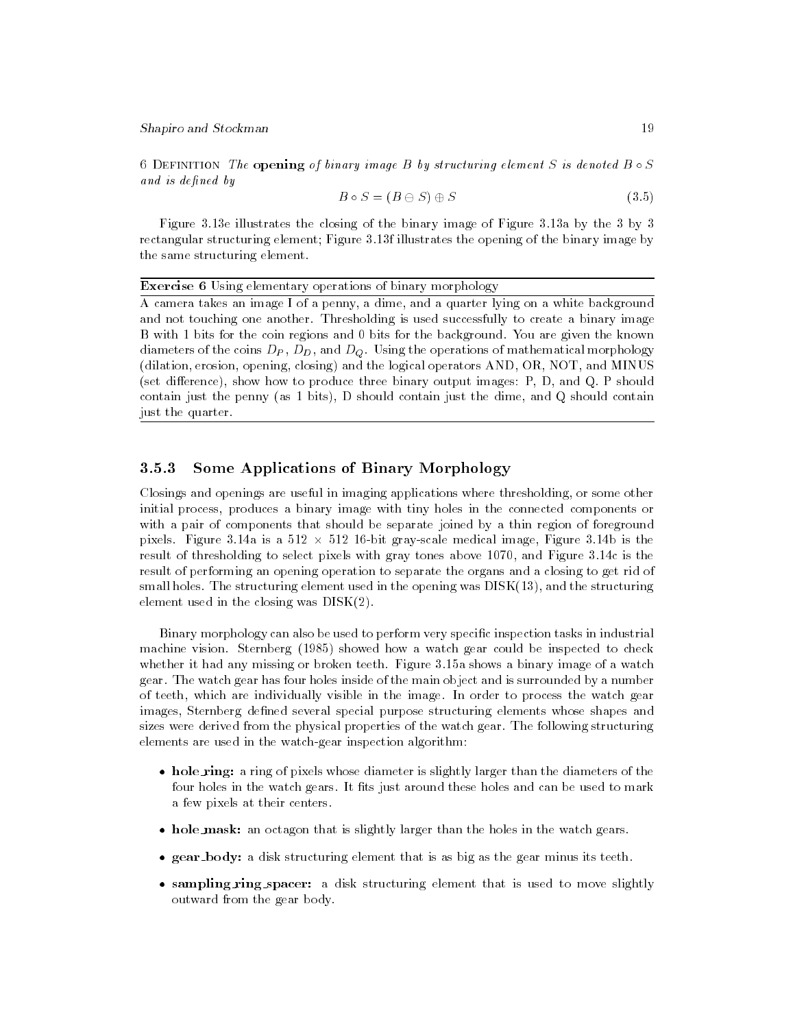6 Definition *The **opening** of binary image B by structuring element S is denoted $B \circ S$ and is defined by*

$$B \circ S = (B \ominus S) \oplus S \tag{3.5}$$

Figure 3.13e illustrates the closing of the binary image of Figure 3.13a by the 3 by 3 rectangular structuring element; Figure 3.13f illustrates the opening of the binary image by the same structuring element.

**Exercise 6** Using elementary operations of binary morphology

A camera takes an image I of a penny, a dime, and a quarter lying on a white background and not touching one another. Thresholding is used successfully to create a binary image B with 1 bits for the coin regions and 0 bits for the background. You are given the known diameters of the coins $D_P$, $D_D$, and $D_Q$. Using the operations of mathematical morphology (dilation, erosion, opening, closing) and the logical operators AND, OR, NOT, and MINUS (set difference), show how to produce three binary output images: P, D, and Q. P should contain just the penny (as 1 bits), D should contain just the dime, and Q should contain just the quarter.

### 3.5.3 Some Applications of Binary Morphology

Closings and openings are useful in imaging applications where thresholding, or some other initial process, produces a binary image with tiny holes in the connected components or with a pair of components that should be separate joined by a thin region of foreground pixels. Figure 3.14a is a 512 $\times$ 512 16-bit gray-scale medical image, Figure 3.14b is the result of thresholding to select pixels with gray tones above 1070, and Figure 3.14c is the result of performing an opening operation to separate the organs and a closing to get rid of small holes. The structuring element used in the opening was DISK(13), and the structuring element used in the closing was DISK(2).

Binary morphology can also be used to perform very specific inspection tasks in industrial machine vision. Sternberg (1985) showed how a watch gear could be inspected to check whether it had any missing or broken teeth. Figure 3.15a shows a binary image of a watch gear. The watch gear has four holes inside of the main object and is surrounded by a number of teeth, which are individually visible in the image. In order to process the watch gear images, Sternberg defined several special purpose structuring elements whose shapes and sizes were derived from the physical properties of the watch gear. The following structuring elements are used in the watch-gear inspection algorithm:

- **hole_ring:** a ring of pixels whose diameter is slightly larger than the diameters of the four holes in the watch gears. It fits just around these holes and can be used to mark a few pixels at their centers.
- **hole_mask:** an octagon that is slightly larger than the holes in the watch gears.
- **gear_body:** a disk structuring element that is as big as the gear minus its teeth.
- **sampling_ring_spacer:** a disk structuring element that is used to move slightly outward from the gear body.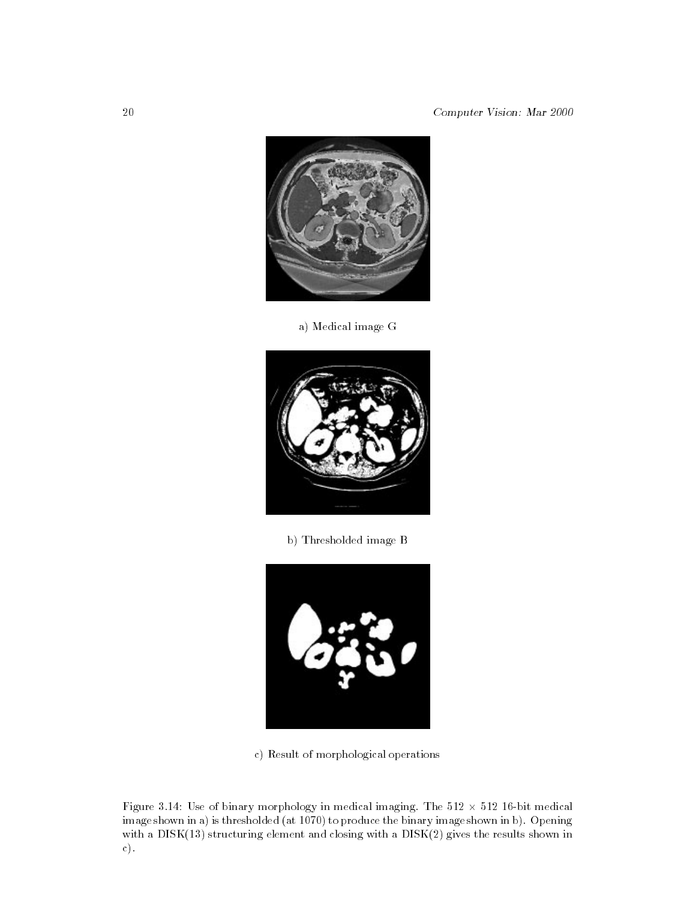a) Medical image G

b) Thresholded image B

c) Result of morphological operations

Figure 3.14: Use of binary morphology in medical imaging. The $512 \times 512$ 16-bit medical image shown in a) is thresholded (at 1070) to produce the binary image shown in b). Opening with a DISK(13) structuring element and closing with a DISK(2) gives the results shown in c).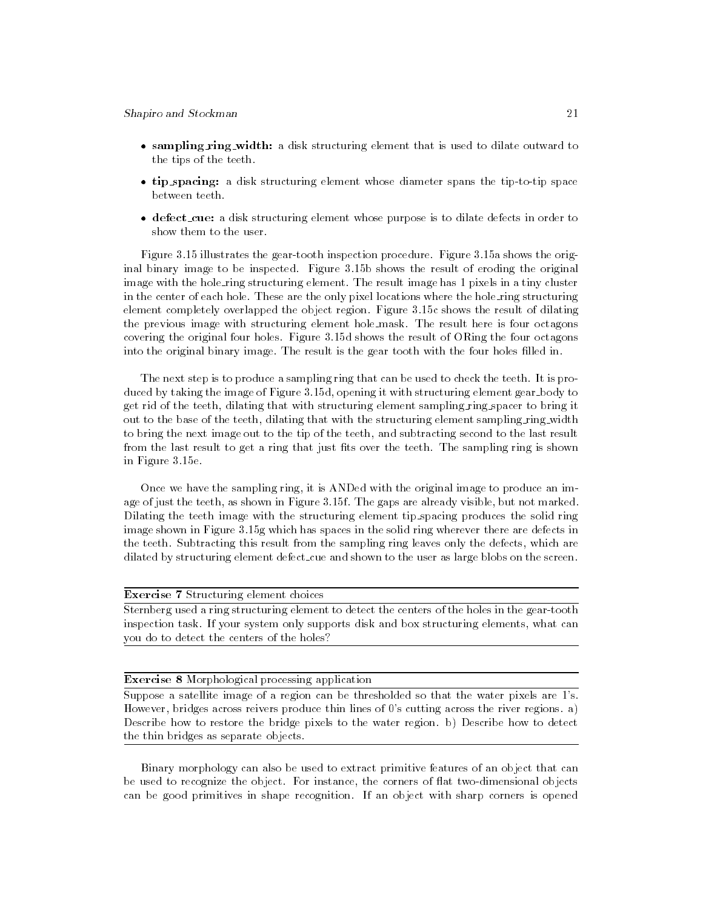- **sampling_ring_width:** a disk structuring element that is used to dilate outward to the tips of the teeth.
- **tip_spacing:** a disk structuring element whose diameter spans the tip-to-tip space between teeth.
- **defect_cue:** a disk structuring element whose purpose is to dilate defects in order to show them to the user.

Figure 3.15 illustrates the gear-tooth inspection procedure. Figure 3.15a shows the original binary image to be inspected. Figure 3.15b shows the result of eroding the original image with the hole_ring structuring element. The result image has 1 pixels in a tiny cluster in the center of each hole. These are the only pixel locations where the hole_ring structuring element completely overlapped the object region. Figure 3.15c shows the result of dilating the previous image with structuring element hole_mask. The result here is four octagons covering the original four holes. Figure 3.15d shows the result of ORing the four octagons into the original binary image. The result is the gear tooth with the four holes filled in.

The next step is to produce a sampling ring that can be used to check the teeth. It is produced by taking the image of Figure 3.15d, opening it with structuring element gear_body to get rid of the teeth, dilating that with structuring element sampling_ring_spacer to bring it out to the base of the teeth, dilating that with the structuring element sampling_ring_width to bring the next image out to the tip of the teeth, and subtracting second to the last result from the last result to get a ring that just fits over the teeth. The sampling ring is shown in Figure 3.15e.

Once we have the sampling ring, it is ANDed with the original image to produce an image of just the teeth, as shown in Figure 3.15f. The gaps are already visible, but not marked. Dilating the teeth image with the structuring element tip_spacing produces the solid ring image shown in Figure 3.15g which has spaces in the solid ring wherever there are defects in the teeth. Subtracting this result from the sampling ring leaves only the defects, which are dilated by structuring element defect_cue and shown to the user as large blobs on the screen.

---

**Exercise 7** Structuring element choices

Sternberg used a ring structuring element to detect the centers of the holes in the gear-tooth inspection task. If your system only supports disk and box structuring elements, what can you do to detect the centers of the holes?

---

**Exercise 8** Morphological processing application

Suppose a satellite image of a region can be thresholded so that the water pixels are 1's. However, bridges across reivers produce thin lines of 0's cutting across the river regions. a) Describe how to restore the bridge pixels to the water region. b) Describe how to detect the thin bridges as separate objects.

---

Binary morphology can also be used to extract primitive features of an object that can be used to recognize the object. For instance, the corners of flat two-dimensional objects can be good primitives in shape recognition. If an object with sharp corners is opened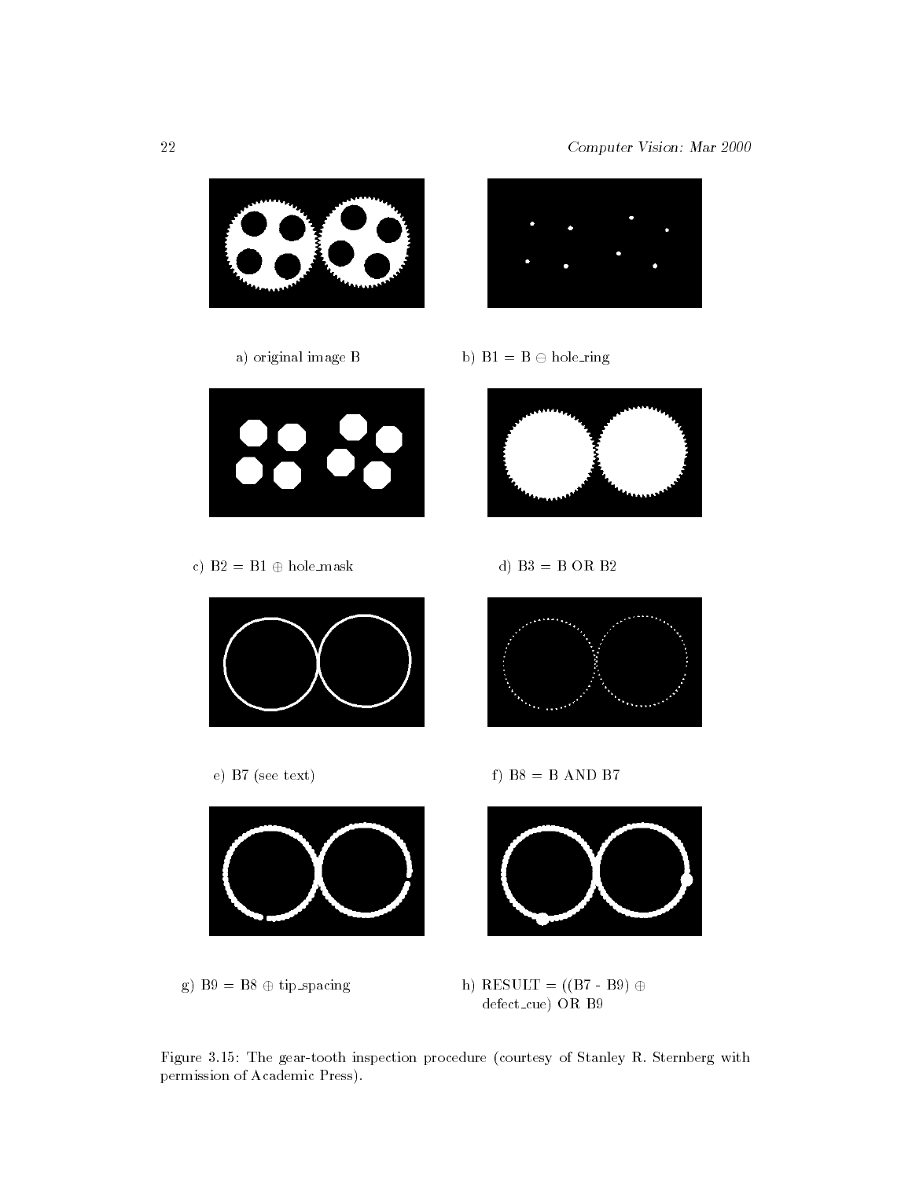a) original image B

b) B1 = B $\ominus$ hole_ring

c) B2 = B1 $\oplus$ hole_mask

d) B3 = B OR B2

e) B7 (see text)

f) B8 = B AND B7

g) B9 = B8 $\oplus$ tip_spacing

h) RESULT = ((B7 - B9) $\oplus$ defect_cue) OR B9

Figure 3.15: The gear-tooth inspection procedure (courtesy of Stanley R. Sternberg with permission of Academic Press).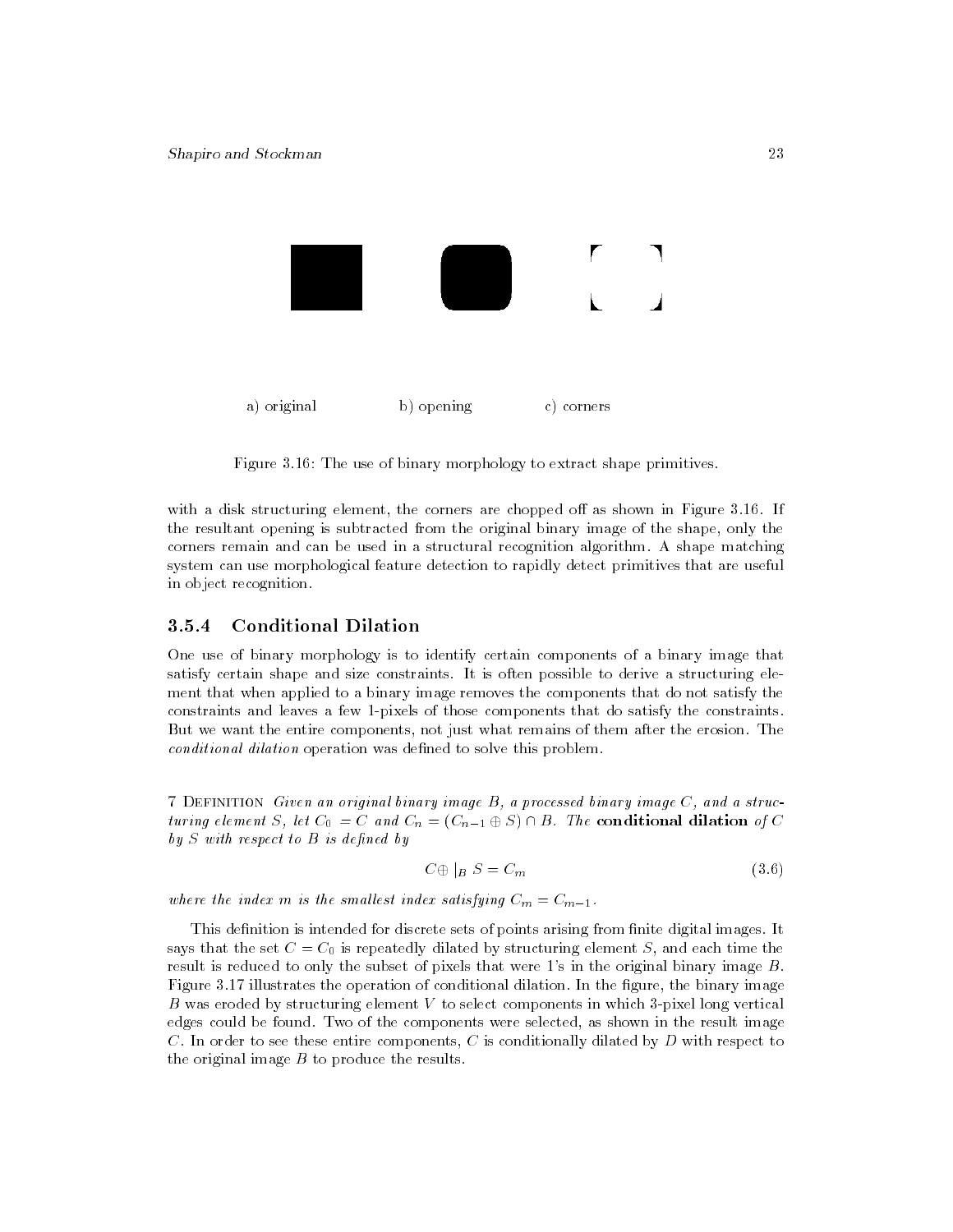a) original b) opening c) corners

Figure 3.16: The use of binary morphology to extract shape primitives.

with a disk structuring element, the corners are chopped off as shown in Figure 3.16. If the resultant opening is subtracted from the original binary image of the shape, only the corners remain and can be used in a structural recognition algorithm. A shape matching system can use morphological feature detection to rapidly detect primitives that are useful in object recognition.

### 3.5.4 Conditional Dilation

One use of binary morphology is to identify certain components of a binary image that satisfy certain shape and size constraints. It is often possible to derive a structuring element that when applied to a binary image removes the components that do not satisfy the constraints and leaves a few 1-pixels of those components that do satisfy the constraints. But we want the entire components, not just what remains of them after the erosion. The *conditional dilation* operation was defined to solve this problem.

7 Definition *Given an original binary image $B$, a processed binary image $C$, and a structuring element $S$, let $C_0 = C$ and $C_n = (C_{n-1} \oplus S) \cap B$. The* **conditional dilation** *of $C$ by $S$ with respect to $B$ is defined by*

$$C \oplus |_B \, S = C_m \tag{3.6}$$

*where the index $m$ is the smallest index satisfying $C_m = C_{m-1}$.*

This definition is intended for discrete sets of points arising from finite digital images. It says that the set $C = C_0$ is repeatedly dilated by structuring element $S$, and each time the result is reduced to only the subset of pixels that were 1's in the original binary image $B$. Figure 3.17 illustrates the operation of conditional dilation. In the figure, the binary image $B$ was eroded by structuring element $V$ to select components in which 3-pixel long vertical edges could be found. Two of the components were selected, as shown in the result image $C$. In order to see these entire components, $C$ is conditionally dilated by $D$ with respect to the original image $B$ to produce the results.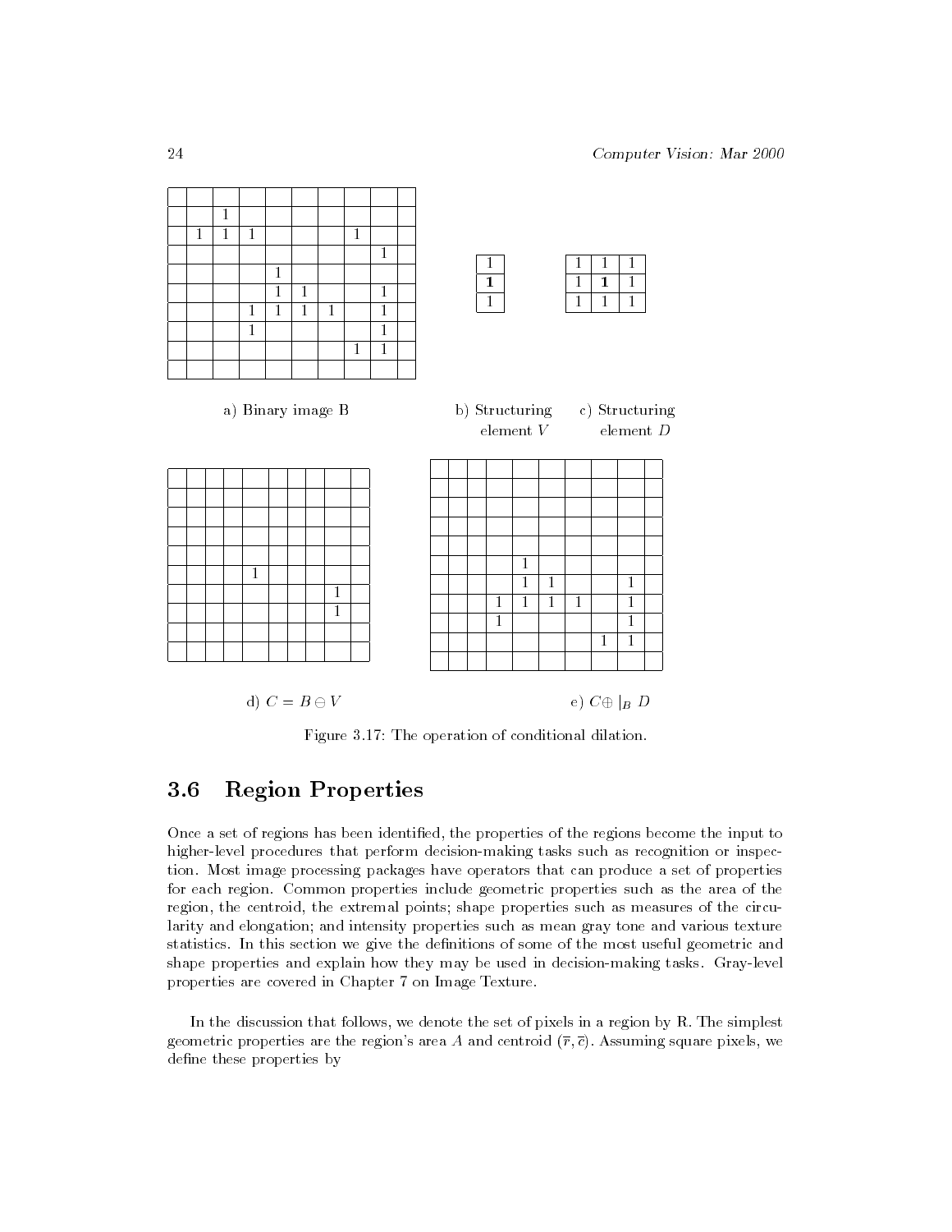| | | | | | | | | |
|---|---|---|---|---|---|---|---|---|
| | | | | | | | | |
| | 1 | | | | | | | |
| 1 | 1 | 1 | | | | 1 | | |
| | | | | | | | 1 | |
| | | | 1 | | | | | |
| | | | 1 | 1 | | | 1 | |
| | | 1 | 1 | 1 | 1 | | 1 | |
| | | 1 | | | | | 1 | |
| | | | | | | 1 | 1 | |
| | | | | | | | | |

a) Binary image B

| |
|---|
| 1 |
| **1** |
| 1 |

b) Structuring element $V$

| | | |
|---|---|---|
| 1 | 1 | 1 |
| 1 | **1** | 1 |
| 1 | 1 | 1 |

c) Structuring element $D$

| | | | | | | | | |
|---|---|---|---|---|---|---|---|---|
| | | | | | | | | |
| | | | | | | | | |
| | | | | | | | | |
| | | | | | | | | |
| | | | | | | | | |
| | | | 1 | | | | | |
| | | | | | | | 1 | |
| | | | | | | | 1 | |
| | | | | | | | | |
| | | | | | | | | |

d) $C = B \ominus V$

| | | | | | | | | |
|---|---|---|---|---|---|---|---|---|
| | | | | | | | | |
| | | | | | | | | |
| | | | | | | | | |
| | | | | | | | | |
| | | | | | | | | |
| | | | 1 | | | | | |
| | | | 1 | 1 | | | 1 | |
| | | 1 | 1 | 1 | 1 | | 1 | |
| | | 1 | | | | | 1 | |
| | | | | | | 1 | 1 | |
| | | | | | | | | |

e) $C \oplus |_B \; D$

Figure 3.17: The operation of conditional dilation.

## 3.6 Region Properties

Once a set of regions has been identified, the properties of the regions become the input to higher-level procedures that perform decision-making tasks such as recognition or inspection. Most image processing packages have operators that can produce a set of properties for each region. Common properties include geometric properties such as the area of the region, the centroid, the extremal points; shape properties such as measures of the circularity and elongation; and intensity properties such as mean gray tone and various texture statistics. In this section we give the definitions of some of the most useful geometric and shape properties and explain how they may be used in decision-making tasks. Gray-level properties are covered in Chapter 7 on Image Texture.

In the discussion that follows, we denote the set of pixels in a region by R. The simplest geometric properties are the region's area $A$ and centroid $(\bar{r}, \bar{c})$. Assuming square pixels, we define these properties by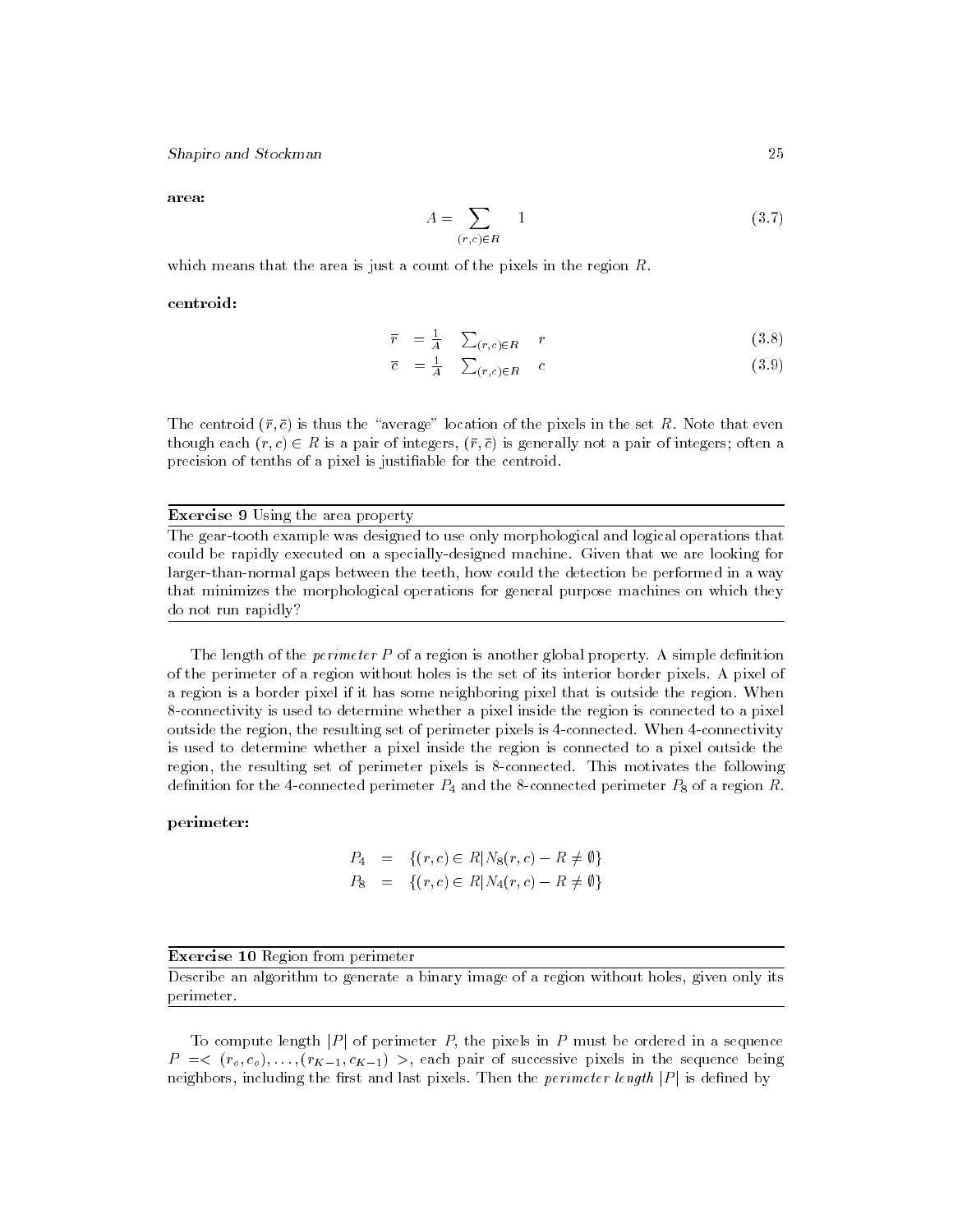**area:**

$$A = \sum_{(r,c)\in R} 1 \tag{3.7}$$

which means that the area is just a count of the pixels in the region $R$.

**centroid:**

$$\bar{r} = \frac{1}{A} \sum_{(r,c)\in R} r \tag{3.8}$$

$$\bar{c} = \frac{1}{A} \sum_{(r,c)\in R} c \tag{3.9}$$

The centroid $(\bar{r}, \bar{c})$ is thus the "average" location of the pixels in the set $R$. Note that even though each $(r,c) \in R$ is a pair of integers, $(\bar{r}, \bar{c})$ is generally not a pair of integers; often a precision of tenths of a pixel is justifiable for the centroid.

---

**Exercise 9** Using the area property

The gear-tooth example was designed to use only morphological and logical operations that could be rapidly executed on a specially-designed machine. Given that we are looking for larger-than-normal gaps between the teeth, how could the detection be performed in a way that minimizes the morphological operations for general purpose machines on which they do not run rapidly?

---

The length of the *perimeter* $P$ of a region is another global property. A simple definition of the perimeter of a region without holes is the set of its interior border pixels. A pixel of a region is a border pixel if it has some neighboring pixel that is outside the region. When 8-connectivity is used to determine whether a pixel inside the region is connected to a pixel outside the region, the resulting set of perimeter pixels is 4-connected. When 4-connectivity is used to determine whether a pixel inside the region is connected to a pixel outside the region, the resulting set of perimeter pixels is 8-connected. This motivates the following definition for the 4-connected perimeter $P_4$ and the 8-connected perimeter $P_8$ of a region $R$.

**perimeter:**

$$P_4 = \{(r,c) \in R | N_8(r,c) - R \neq \emptyset\}$$

$$P_8 = \{(r,c) \in R | N_4(r,c) - R \neq \emptyset\}$$

---

**Exercise 10** Region from perimeter

Describe an algorithm to generate a binary image of a region without holes, given only its perimeter.

---

To compute length $|P|$ of perimeter $P$, the pixels in $P$ must be ordered in a sequence $P = < (r_o, c_o), \ldots, (r_{K-1}, c_{K-1}) >$, each pair of successive pixels in the sequence being neighbors, including the first and last pixels. Then the *perimeter length* $|P|$ is defined by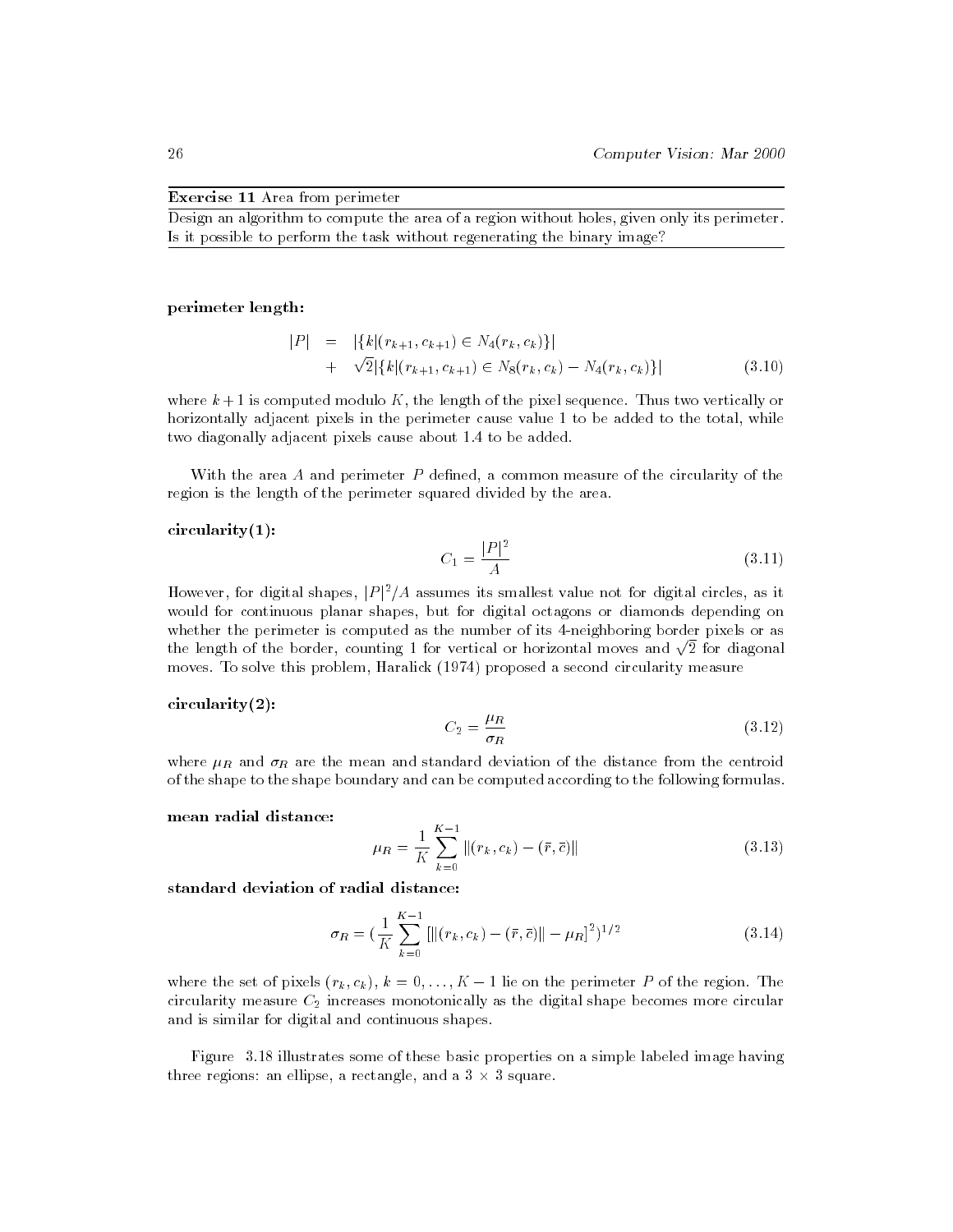**Exercise 11** Area from perimeter

Design an algorithm to compute the area of a region without holes, given only its perimeter. Is it possible to perform the task without regenerating the binary image?

**perimeter length:**

$$
\begin{aligned}
|P| &= |\{k|(r_{k+1}, c_{k+1}) \in N_4(r_k, c_k)\}| \\
&+ \sqrt{2}|\{k|(r_{k+1}, c_{k+1}) \in N_8(r_k, c_k) - N_4(r_k, c_k)\}|
\end{aligned} \tag{3.10}
$$

where $k+1$ is computed modulo $K$, the length of the pixel sequence. Thus two vertically or horizontally adjacent pixels in the perimeter cause value 1 to be added to the total, while two diagonally adjacent pixels cause about 1.4 to be added.

With the area $A$ and perimeter $P$ defined, a common measure of the circularity of the region is the length of the perimeter squared divided by the area.

**circularity(1):**

$$
C_1 = \frac{|P|^2}{A} \tag{3.11}
$$

However, for digital shapes, $|P|^2/A$ assumes its smallest value not for digital circles, as it would for continuous planar shapes, but for digital octagons or diamonds depending on whether the perimeter is computed as the number of its 4-neighboring border pixels or as the length of the border, counting 1 for vertical or horizontal moves and $\sqrt{2}$ for diagonal moves. To solve this problem, Haralick (1974) proposed a second circularity measure

**circularity(2):**

$$
C_2 = \frac{\mu_R}{\sigma_R} \tag{3.12}
$$

where $\mu_R$ and $\sigma_R$ are the mean and standard deviation of the distance from the centroid of the shape to the shape boundary and can be computed according to the following formulas.

**mean radial distance:**

$$
\mu_R = \frac{1}{K} \sum_{k=0}^{K-1} \|(r_k, c_k) - (\bar{r}, \bar{c})\| \tag{3.13}
$$

**standard deviation of radial distance:**

$$
\sigma_R = \Big(\frac{1}{K} \sum_{k=0}^{K-1} [\|(r_k, c_k) - (\bar{r}, \bar{c})\| - \mu_R]^2\Big)^{1/2} \tag{3.14}
$$

where the set of pixels $(r_k, c_k)$, $k = 0, \ldots, K-1$ lie on the perimeter $P$ of the region. The circularity measure $C_2$ increases monotonically as the digital shape becomes more circular and is similar for digital and continuous shapes.

Figure 3.18 illustrates some of these basic properties on a simple labeled image having three regions: an ellipse, a rectangle, and a $3 \times 3$ square.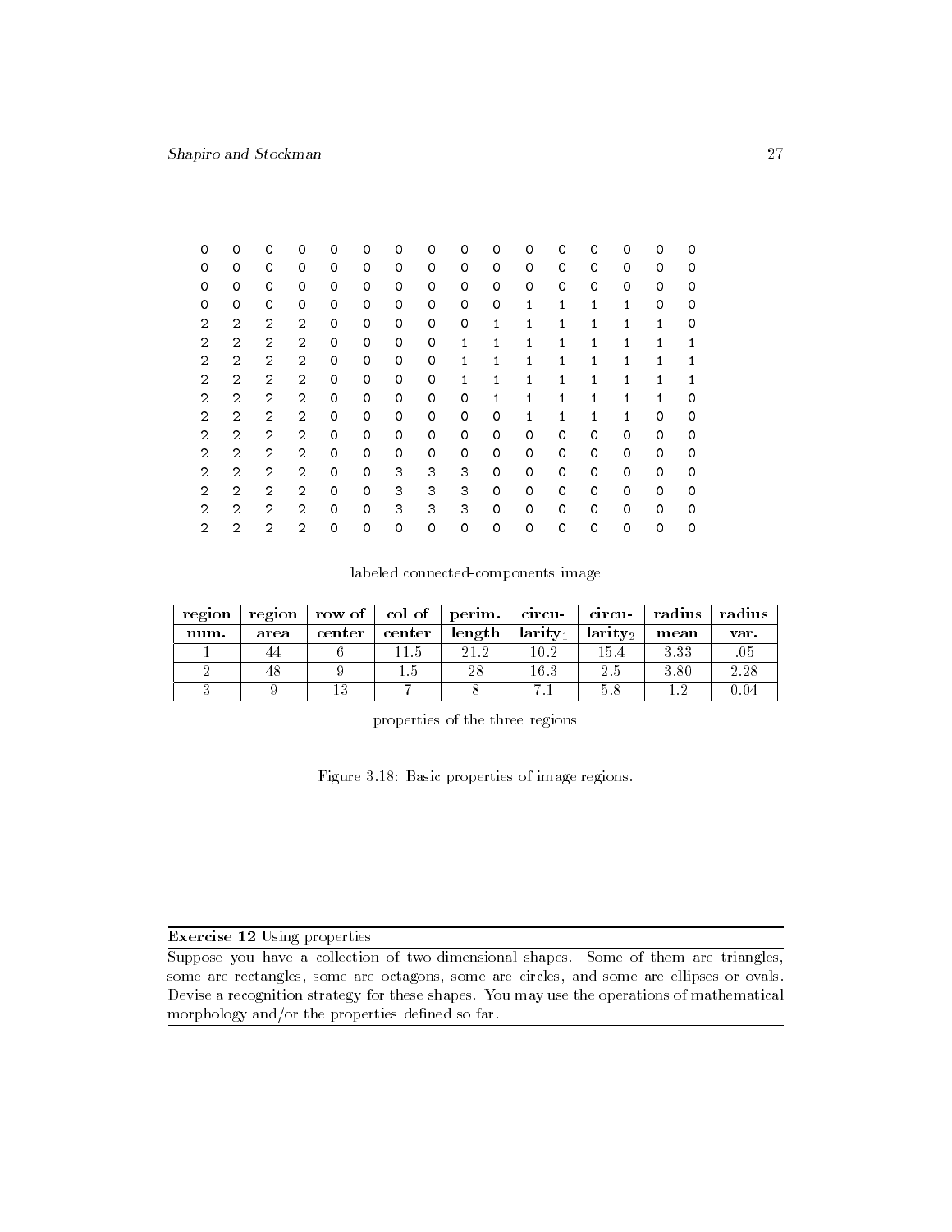```
0  0  0  0  0  0  0  0  0  0  0  0  0  0  0  0
0  0  0  0  0  0  0  0  0  0  0  0  0  0  0  0
0  0  0  0  0  0  0  0  0  0  0  0  0  0  0  0
0  0  0  0  0  0  0  0  0  0  1  1  1  1  0  0
2  2  2  2  0  0  0  0  0  1  1  1  1  1  1  0
2  2  2  2  0  0  0  0  1  1  1  1  1  1  1  1
2  2  2  2  0  0  0  0  1  1  1  1  1  1  1  1
2  2  2  2  0  0  0  0  1  1  1  1  1  1  1  1
2  2  2  2  0  0  0  0  0  1  1  1  1  1  1  0
2  2  2  2  0  0  0  0  0  0  1  1  1  1  0  0
2  2  2  2  0  0  0  0  0  0  0  0  0  0  0  0
2  2  2  2  0  0  0  0  0  0  0  0  0  0  0  0
2  2  2  2  0  0  3  3  3  0  0  0  0  0  0  0
2  2  2  2  0  0  3  3  3  0  0  0  0  0  0  0
2  2  2  2  0  0  3  3  3  0  0  0  0  0  0  0
2  2  2  2  0  0  0  0  0  0  0  0  0  0  0  0
```

labeled connected-components image

| region num. | region area | row of center | col of center | perim. length | circu-larity$_1$ | circu-larity$_2$ | radius mean | radius var. |
|---|---|---|---|---|---|---|---|---|
| 1 | 44 | 6 | 11.5 | 21.2 | 10.2 | 15.4 | 3.33 | .05 |
| 2 | 48 | 9 | 1.5 | 28 | 16.3 | 2.5 | 3.80 | 2.28 |
| 3 | 9 | 13 | 7 | 8 | 7.1 | 5.8 | 1.2 | 0.04 |

properties of the three regions

Figure 3.18: Basic properties of image regions.

---

**Exercise 12** Using properties

Suppose you have a collection of two-dimensional shapes. Some of them are triangles, some are rectangles, some are octagons, some are circles, and some are ellipses or ovals. Devise a recognition strategy for these shapes. You may use the operations of mathematical morphology and/or the properties defined so far.

---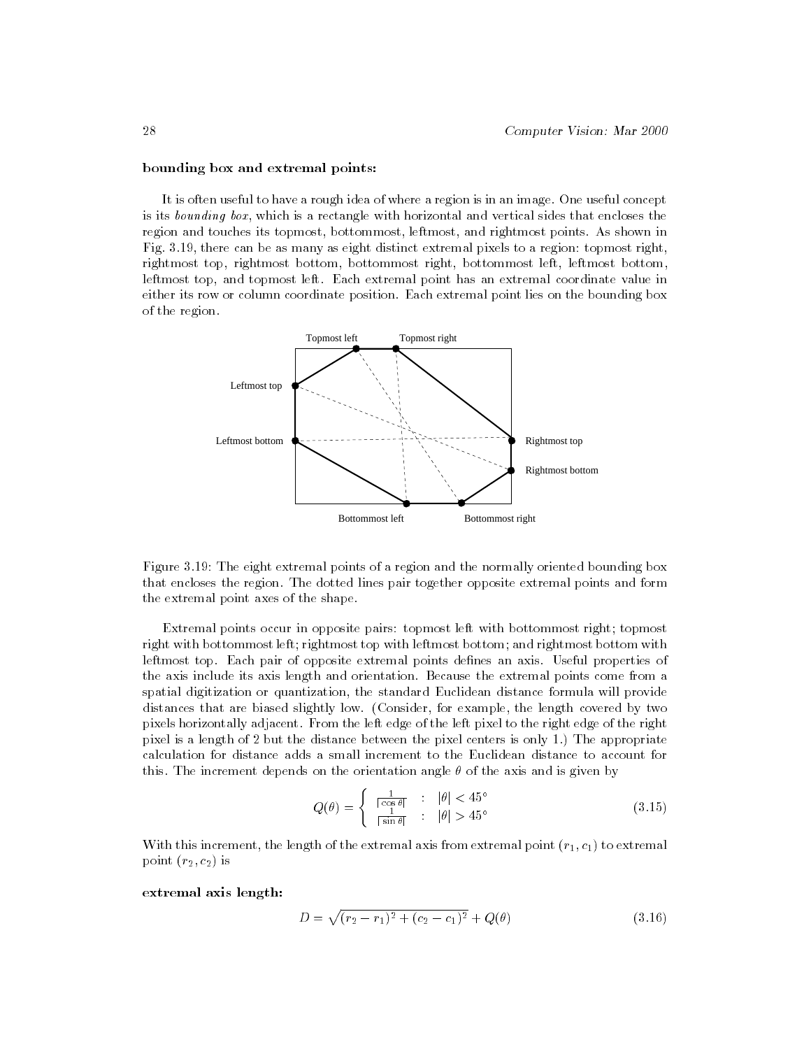**bounding box and extremal points:**

It is often useful to have a rough idea of where a region is in an image. One useful concept is its *bounding box*, which is a rectangle with horizontal and vertical sides that encloses the region and touches its topmost, bottommost, leftmost, and rightmost points. As shown in Fig. 3.19, there can be as many as eight distinct extremal pixels to a region: topmost right, rightmost top, rightmost bottom, bottommost right, bottommost left, leftmost bottom, leftmost top, and topmost left. Each extremal point has an extremal coordinate value in either its row or column coordinate position. Each extremal point lies on the bounding box of the region.

Figure 3.19: The eight extremal points of a region and the normally oriented bounding box that encloses the region. The dotted lines pair together opposite extremal points and form the extremal point axes of the shape.

Extremal points occur in opposite pairs: topmost left with bottommost right; topmost right with bottommost left; rightmost top with leftmost bottom; and rightmost bottom with leftmost top. Each pair of opposite extremal points defines an axis. Useful properties of the axis include its axis length and orientation. Because the extremal points come from a spatial digitization or quantization, the standard Euclidean distance formula will provide distances that are biased slightly low. (Consider, for example, the length covered by two pixels horizontally adjacent. From the left edge of the left pixel to the right edge of the right pixel is a length of 2 but the distance between the pixel centers is only 1.) The appropriate calculation for distance adds a small increment to the Euclidean distance to account for this. The increment depends on the orientation angle $\theta$ of the axis and is given by

$$Q(\theta) = \begin{cases} \frac{1}{|\cos\theta|} & : \quad |\theta| < 45^\circ \\ \frac{1}{|\sin\theta|} & : \quad |\theta| > 45^\circ \end{cases} \tag{3.15}$$

With this increment, the length of the extremal axis from extremal point $(r_1, c_1)$ to extremal point $(r_2, c_2)$ is

**extremal axis length:**

$$D = \sqrt{(r_2 - r_1)^2 + (c_2 - c_1)^2} + Q(\theta) \tag{3.16}$$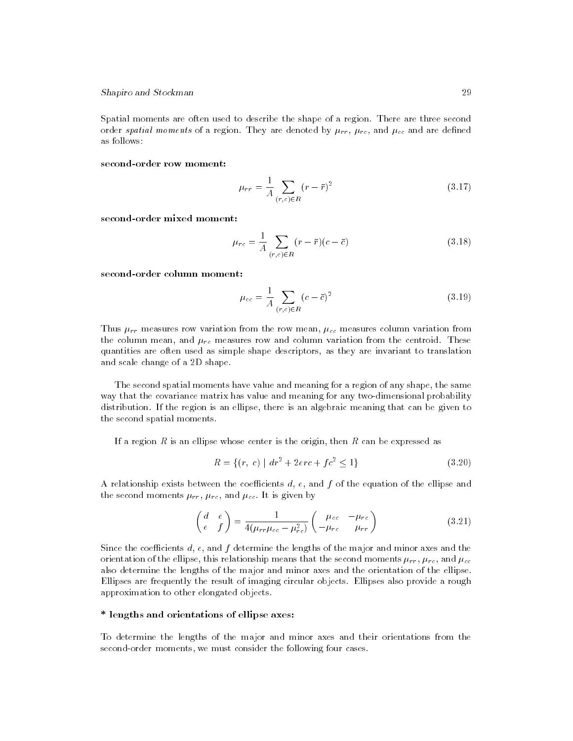Spatial moments are often used to describe the shape of a region. There are three second order *spatial moments* of a region. They are denoted by $\mu_{rr}$, $\mu_{rc}$, and $\mu_{cc}$ and are defined as follows:

**second-order row moment:**

$$\mu_{rr} = \frac{1}{A} \sum_{(r,c) \in R} (r - \bar{r})^2 \tag{3.17}$$

**second-order mixed moment:**

$$\mu_{rc} = \frac{1}{A} \sum_{(r,c) \in R} (r - \bar{r})(c - \bar{c}) \tag{3.18}$$

**second-order column moment:**

$$\mu_{cc} = \frac{1}{A} \sum_{(r,c) \in R} (c - \bar{c})^2 \tag{3.19}$$

Thus $\mu_{rr}$ measures row variation from the row mean, $\mu_{cc}$ measures column variation from the column mean, and $\mu_{rc}$ measures row and column variation from the centroid. These quantities are often used as simple shape descriptors, as they are invariant to translation and scale change of a 2D shape.

The second spatial moments have value and meaning for a region of any shape, the same way that the covariance matrix has value and meaning for any two-dimensional probability distribution. If the region is an ellipse, there is an algebraic meaning that can be given to the second spatial moments.

If a region $R$ is an ellipse whose center is the origin, then $R$ can be expressed as

$$R = \{(r,\ c) \mid dr^2 + 2erc + fc^2 \leq 1\} \tag{3.20}$$

A relationship exists between the coefficients $d$, $e$, and $f$ of the equation of the ellipse and the second moments $\mu_{rr}$, $\mu_{rc}$, and $\mu_{cc}$. It is given by

$$\begin{pmatrix} d & e \\ e & f \end{pmatrix} = \frac{1}{4(\mu_{rr}\mu_{cc} - \mu_{rc}^2)} \begin{pmatrix} \mu_{cc} & -\mu_{rc} \\ -\mu_{rc} & \mu_{rr} \end{pmatrix} \tag{3.21}$$

Since the coefficients $d$, $e$, and $f$ determine the lengths of the major and minor axes and the orientation of the ellipse, this relationship means that the second moments $\mu_{rr}$, $\mu_{rc}$, and $\mu_{cc}$ also determine the lengths of the major and minor axes and the orientation of the ellipse. Ellipses are frequently the result of imaging circular objects. Ellipses also provide a rough approximation to other elongated objects.

**\* lengths and orientations of ellipse axes:**

To determine the lengths of the major and minor axes and their orientations from the second-order moments, we must consider the following four cases.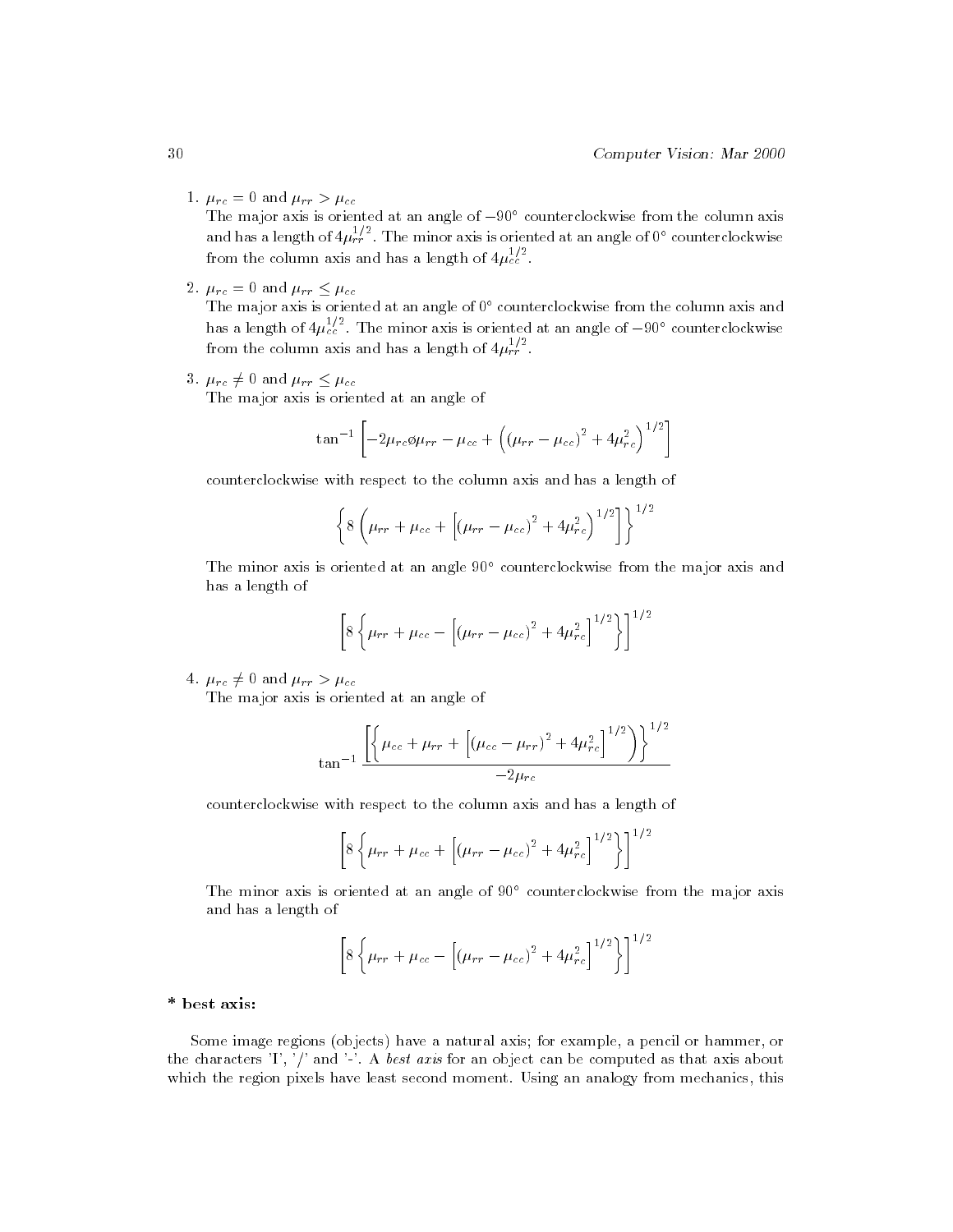1. $\mu_{rc} = 0$ and $\mu_{rr} > \mu_{cc}$

   The major axis is oriented at an angle of $-90°$ counterclockwise from the column axis and has a length of $4\mu_{rr}^{1/2}$. The minor axis is oriented at an angle of $0°$ counterclockwise from the column axis and has a length of $4\mu_{cc}^{1/2}$.

2. $\mu_{rc} = 0$ and $\mu_{rr} \leq \mu_{cc}$

   The major axis is oriented at an angle of $0°$ counterclockwise from the column axis and has a length of $4\mu_{cc}^{1/2}$. The minor axis is oriented at an angle of $-90°$ counterclockwise from the column axis and has a length of $4\mu_{rr}^{1/2}$.

3. $\mu_{rc} \neq 0$ and $\mu_{rr} \leq \mu_{cc}$

   The major axis is oriented at an angle of

   $$\tan^{-1}\left[-2\mu_{rc}\text{ø}\mu_{rr} - \mu_{cc} + \left((\mu_{rr} - \mu_{cc})^2 + 4\mu_{rc}^2\right)^{1/2}\right]$$

   counterclockwise with respect to the column axis and has a length of

   $$\left\{8\left(\mu_{rr} + \mu_{cc} + \left[(\mu_{rr} - \mu_{cc})^2 + 4\mu_{rc}^2\right)^{1/2}\right]\right\}^{1/2}$$

   The minor axis is oriented at an angle $90°$ counterclockwise from the major axis and has a length of

   $$\left[8\left\{\mu_{rr} + \mu_{cc} - \left[(\mu_{rr} - \mu_{cc})^2 + 4\mu_{rc}^2\right]^{1/2}\right\}\right]^{1/2}$$

4. $\mu_{rc} \neq 0$ and $\mu_{rr} > \mu_{cc}$

   The major axis is oriented at an angle of

   $$\tan^{-1}\frac{\left[\left\{\mu_{cc} + \mu_{rr} + \left[(\mu_{cc} - \mu_{rr})^2 + 4\mu_{rc}^2\right]^{1/2}\right)\right\}^{1/2}}{-2\mu_{rc}}$$

   counterclockwise with respect to the column axis and has a length of

   $$\left[8\left\{\mu_{rr} + \mu_{cc} + \left[(\mu_{rr} - \mu_{cc})^2 + 4\mu_{rc}^2\right]^{1/2}\right\}\right]^{1/2}$$

   The minor axis is oriented at an angle of $90°$ counterclockwise from the major axis and has a length of

   $$\left[8\left\{\mu_{rr} + \mu_{cc} - \left[(\mu_{rr} - \mu_{cc})^2 + 4\mu_{rc}^2\right]^{1/2}\right\}\right]^{1/2}$$

**\* best axis:**

Some image regions (objects) have a natural axis; for example, a pencil or hammer, or the characters 'I', '/' and '-'. A *best axis* for an object can be computed as that axis about which the region pixels have least second moment. Using an analogy from mechanics, this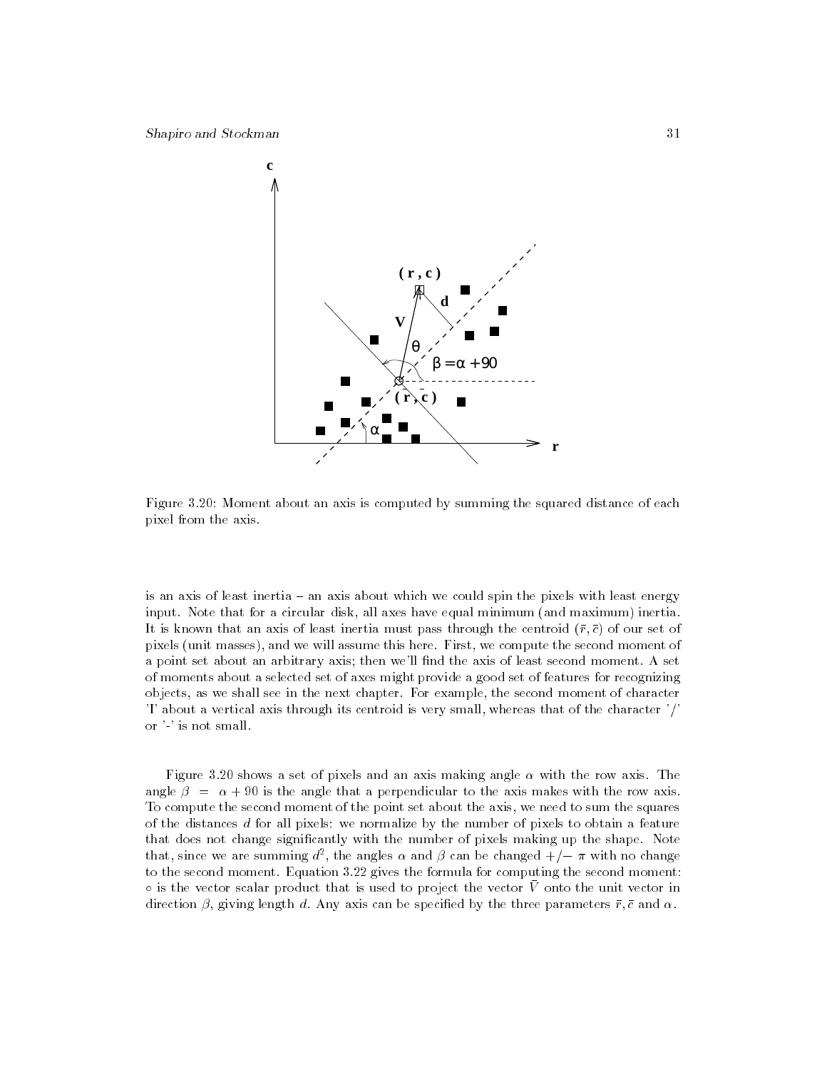Figure 3.20: Moment about an axis is computed by summing the squared distance of each pixel from the axis.

is an axis of least inertia – an axis about which we could spin the pixels with least energy input. Note that for a circular disk, all axes have equal minimum (and maximum) inertia. It is known that an axis of least inertia must pass through the centroid $(\bar{r}, \bar{c})$ of our set of pixels (unit masses), and we will assume this here. First, we compute the second moment of a point set about an arbitrary axis; then we'll find the axis of least second moment. A set of moments about a selected set of axes might provide a good set of features for recognizing objects, as we shall see in the next chapter. For example, the second moment of character 'I' about a vertical axis through its centroid is very small, whereas that of the character '/' or '-' is not small.

Figure 3.20 shows a set of pixels and an axis making angle $\alpha$ with the row axis. The angle $\beta = \alpha + 90$ is the angle that a perpendicular to the axis makes with the row axis. To compute the second moment of the point set about the axis, we need to sum the squares of the distances $d$ for all pixels: we normalize by the number of pixels to obtain a feature that does not change significantly with the number of pixels making up the shape. Note that, since we are summing $d^2$, the angles $\alpha$ and $\beta$ can be changed $+/- \pi$ with no change to the second moment. Equation 3.22 gives the formula for computing the second moment: $\circ$ is the vector scalar product that is used to project the vector $\bar{V}$ onto the unit vector in direction $\beta$, giving length $d$. Any axis can be specified by the three parameters $\bar{r}, \bar{c}$ and $\alpha$.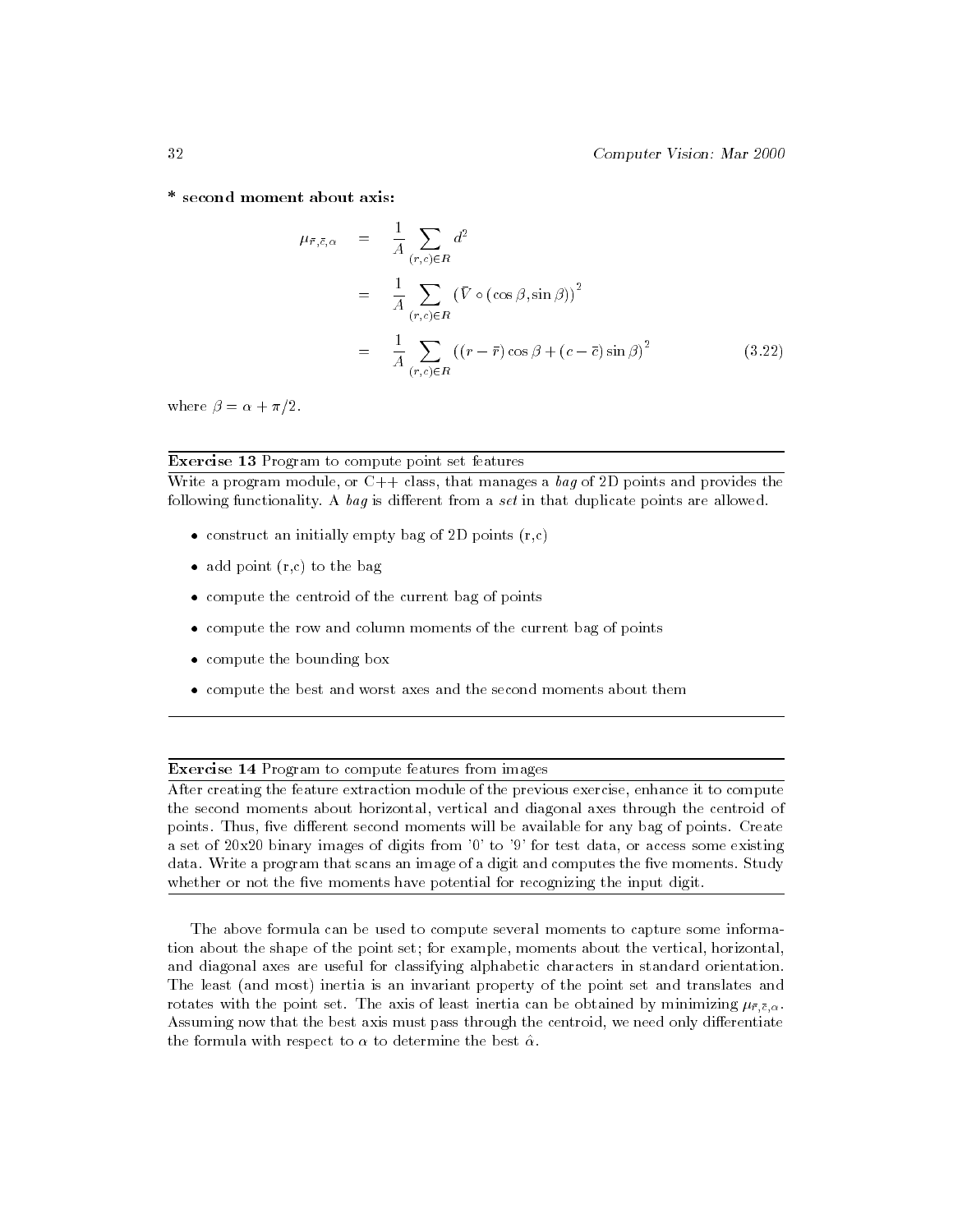**\* second moment about axis:**

$$
\begin{aligned}
\mu_{\bar{r},\bar{c},\alpha} &= \frac{1}{A} \sum_{(r,c) \in R} d^2 \\
&= \frac{1}{A} \sum_{(r,c) \in R} \left( \bar{V} \circ (\cos\beta, \sin\beta) \right)^2 \\
&= \frac{1}{A} \sum_{(r,c) \in R} \left( (r - \bar{r}) \cos\beta + (c - \bar{c}) \sin\beta \right)^2 \qquad (3.22)
\end{aligned}
$$

where $\beta = \alpha + \pi/2$.

---

**Exercise 13** Program to compute point set features

Write a program module, or C++ class, that manages a *bag* of 2D points and provides the following functionality. A *bag* is different from a *set* in that duplicate points are allowed.

- construct an initially empty bag of 2D points (r,c)
- add point (r,c) to the bag
- compute the centroid of the current bag of points
- compute the row and column moments of the current bag of points
- compute the bounding box
- compute the best and worst axes and the second moments about them

---

**Exercise 14** Program to compute features from images

After creating the feature extraction module of the previous exercise, enhance it to compute the second moments about horizontal, vertical and diagonal axes through the centroid of points. Thus, five different second moments will be available for any bag of points. Create a set of 20x20 binary images of digits from '0' to '9' for test data, or access some existing data. Write a program that scans an image of a digit and computes the five moments. Study whether or not the five moments have potential for recognizing the input digit.

---

The above formula can be used to compute several moments to capture some information about the shape of the point set; for example, moments about the vertical, horizontal, and diagonal axes are useful for classifying alphabetic characters in standard orientation. The least (and most) inertia is an invariant property of the point set and translates and rotates with the point set. The axis of least inertia can be obtained by minimizing $\mu_{\bar{r},\bar{c},\alpha}$. Assuming now that the best axis must pass through the centroid, we need only differentiate the formula with respect to $\alpha$ to determine the best $\hat{\alpha}$.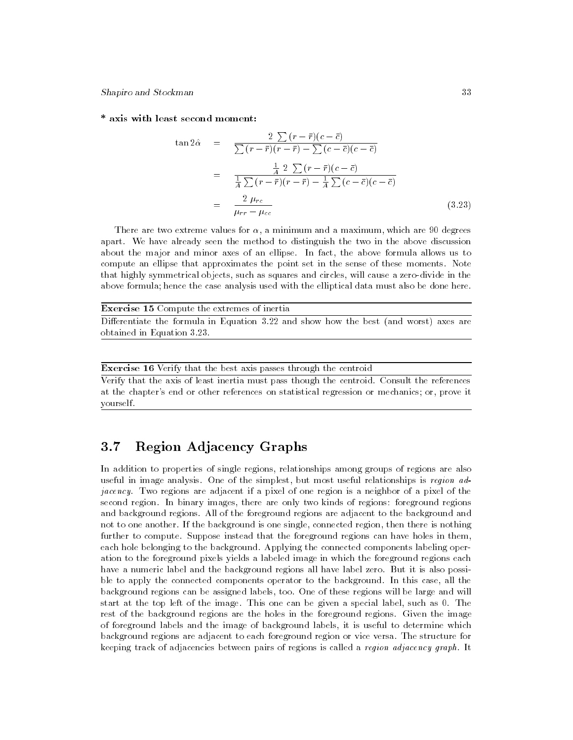**\* axis with least second moment:**

$$
\begin{aligned}
\tan 2\hat{\alpha} &= \frac{2 \sum (r-\bar{r})(c-\bar{c})}{\sum (r-\bar{r})(r-\bar{r}) - \sum (c-\bar{c})(c-\bar{c})} \\
&= \frac{\frac{1}{A}\, 2 \sum (r-\bar{r})(c-\bar{c})}{\frac{1}{A} \sum (r-\bar{r})(r-\bar{r}) - \frac{1}{A} \sum (c-\bar{c})(c-\bar{c})} \\
&= \frac{2\, \mu_{rc}}{\mu_{rr} - \mu_{cc}} \qquad (3.23)
\end{aligned}
$$

There are two extreme values for $\alpha$, a minimum and a maximum, which are 90 degrees apart. We have already seen the method to distinguish the two in the above discussion about the major and minor axes of an ellipse. In fact, the above formula allows us to compute an ellipse that approximates the point set in the sense of these moments. Note that highly symmetrical objects, such as squares and circles, will cause a zero-divide in the above formula; hence the case analysis used with the elliptical data must also be done here.

---

**Exercise 15** Compute the extremes of inertia

Differentiate the formula in Equation 3.22 and show how the best (and worst) axes are obtained in Equation 3.23.

---

**Exercise 16** Verify that the best axis passes through the centroid

Verify that the axis of least inertia must pass though the centroid. Consult the references at the chapter's end or other references on statistical regression or mechanics; or, prove it yourself.

---

## 3.7 Region Adjacency Graphs

In addition to properties of single regions, relationships among groups of regions are also useful in image analysis. One of the simplest, but most useful relationships is *region adjacency*. Two regions are adjacent if a pixel of one region is a neighbor of a pixel of the second region. In binary images, there are only two kinds of regions: foreground regions and background regions. All of the foreground regions are adjacent to the background and not to one another. If the background is one single, connected region, then there is nothing further to compute. Suppose instead that the foreground regions can have holes in them, each hole belonging to the background. Applying the connected components labeling operation to the foreground pixels yields a labeled image in which the foreground regions each have a numeric label and the background regions all have label zero. But it is also possible to apply the connected components operator to the background. In this case, all the background regions can be assigned labels, too. One of these regions will be large and will start at the top left of the image. This one can be given a special label, such as 0. The rest of the background regions are the holes in the foreground regions. Given the image of foreground labels and the image of background labels, it is useful to determine which background regions are adjacent to each foreground region or vice versa. The structure for keeping track of adjacencies between pairs of regions is called a *region adjacency graph*. It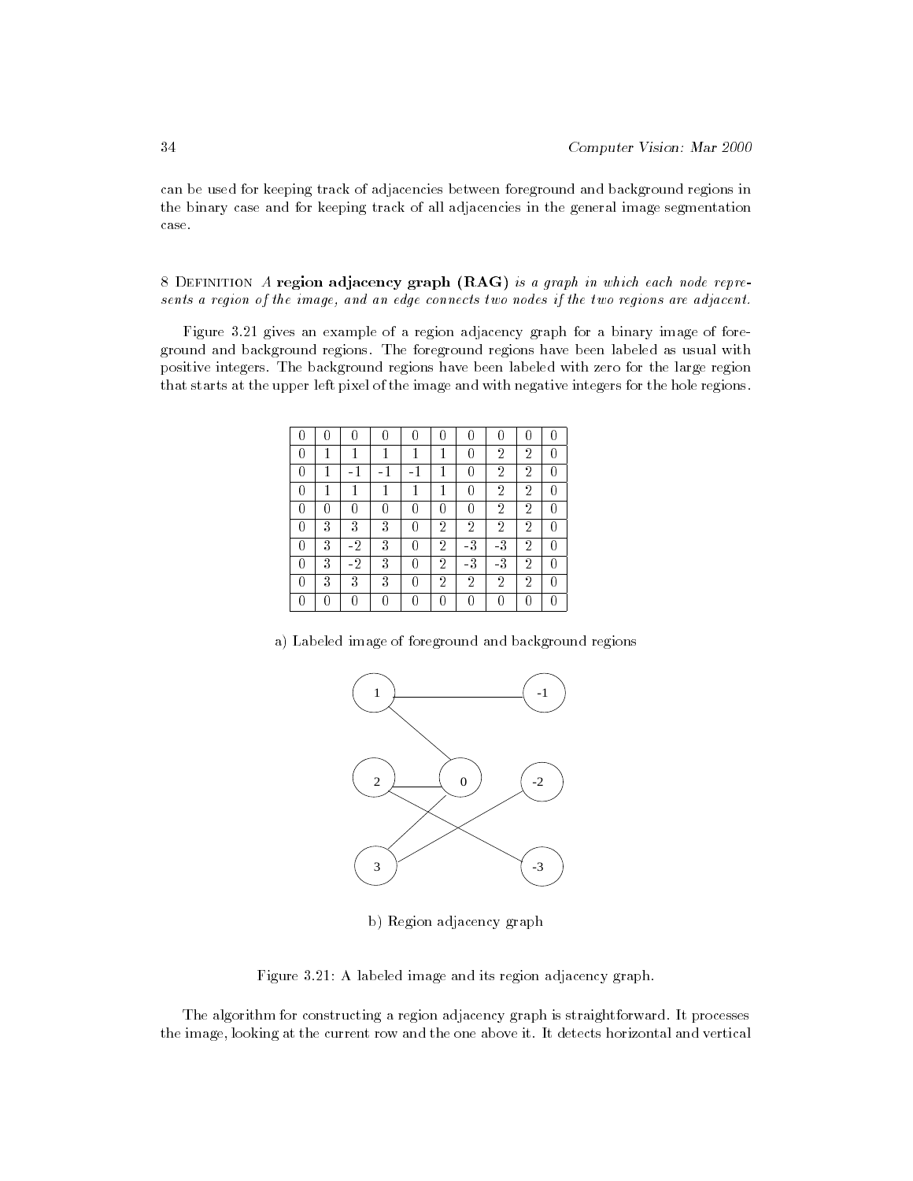can be used for keeping track of adjacencies between foreground and background regions in the binary case and for keeping track of all adjacencies in the general image segmentation case.

8 Definition *A* **region adjacency graph (RAG)** *is a graph in which each node represents a region of the image, and an edge connects two nodes if the two regions are adjacent.*

Figure 3.21 gives an example of a region adjacency graph for a binary image of foreground and background regions. The foreground regions have been labeled as usual with positive integers. The background regions have been labeled with zero for the large region that starts at the upper left pixel of the image and with negative integers for the hole regions.

| | | | | | | | | | |
|---|---|---|---|---|---|---|---|---|---|
| 0 | 0 | 0 | 0 | 0 | 0 | 0 | 0 | 0 | 0 |
| 0 | 1 | 1 | 1 | 1 | 1 | 0 | 2 | 2 | 0 |
| 0 | 1 | -1 | -1 | -1 | 1 | 0 | 2 | 2 | 0 |
| 0 | 1 | 1 | 1 | 1 | 1 | 0 | 2 | 2 | 0 |
| 0 | 0 | 0 | 0 | 0 | 0 | 0 | 2 | 2 | 0 |
| 0 | 3 | 3 | 3 | 0 | 2 | 2 | 2 | 2 | 0 |
| 0 | 3 | -2 | 3 | 0 | 2 | -3 | -3 | 2 | 0 |
| 0 | 3 | -2 | 3 | 0 | 2 | -3 | -3 | 2 | 0 |
| 0 | 3 | 3 | 3 | 0 | 2 | 2 | 2 | 2 | 0 |
| 0 | 0 | 0 | 0 | 0 | 0 | 0 | 0 | 0 | 0 |

a) Labeled image of foreground and background regions

b) Region adjacency graph

Figure 3.21: A labeled image and its region adjacency graph.

The algorithm for constructing a region adjacency graph is straightforward. It processes the image, looking at the current row and the one above it. It detects horizontal and vertical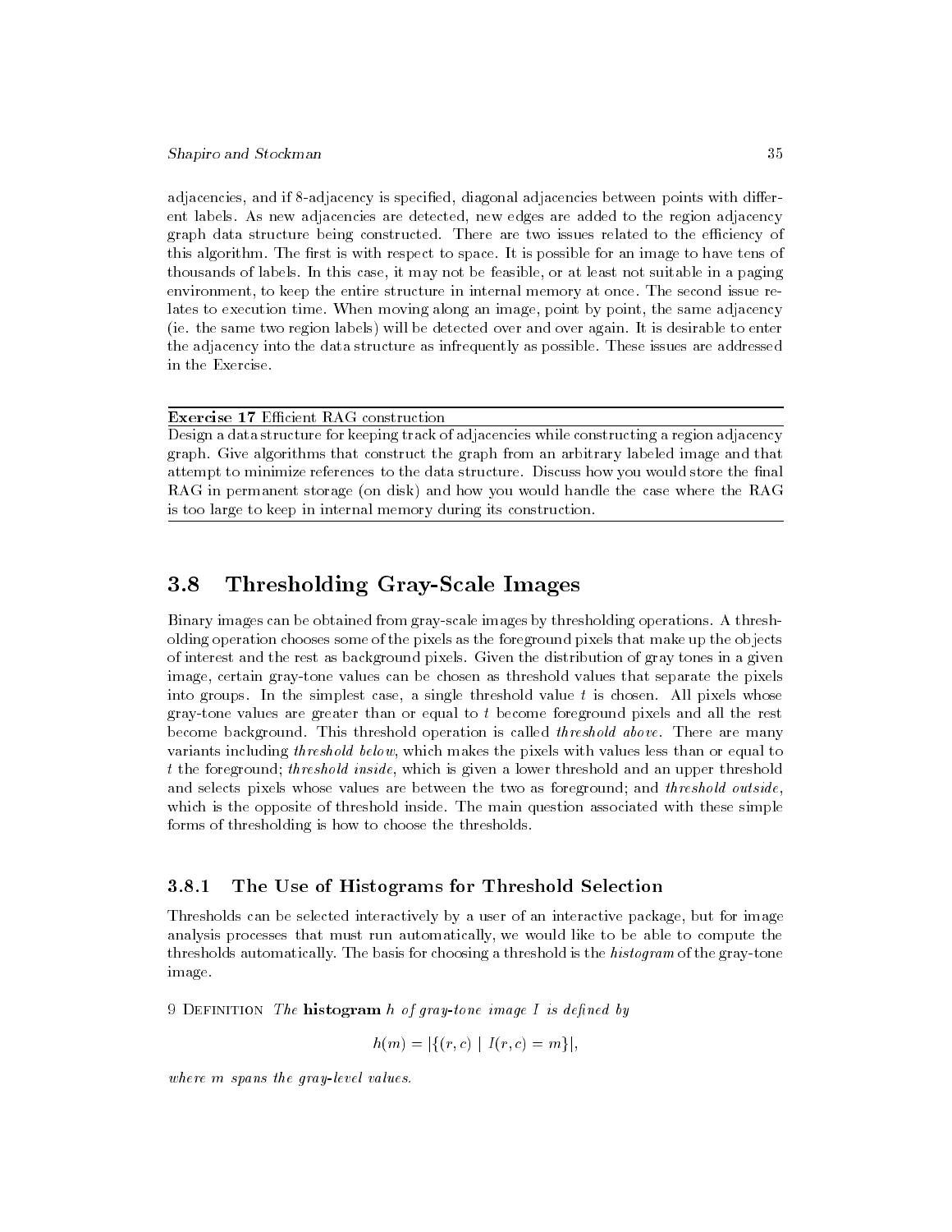adjacencies, and if 8-adjacency is specified, diagonal adjacencies between points with different labels. As new adjacencies are detected, new edges are added to the region adjacency graph data structure being constructed. There are two issues related to the efficiency of this algorithm. The first is with respect to space. It is possible for an image to have tens of thousands of labels. In this case, it may not be feasible, or at least not suitable in a paging environment, to keep the entire structure in internal memory at once. The second issue relates to execution time. When moving along an image, point by point, the same adjacency (ie. the same two region labels) will be detected over and over again. It is desirable to enter the adjacency into the data structure as infrequently as possible. These issues are addressed in the Exercise.

---

**Exercise 17** Efficient RAG construction

Design a data structure for keeping track of adjacencies while constructing a region adjacency graph. Give algorithms that construct the graph from an arbitrary labeled image and that attempt to minimize references to the data structure. Discuss how you would store the final RAG in permanent storage (on disk) and how you would handle the case where the RAG is too large to keep in internal memory during its construction.

---

## 3.8 Thresholding Gray-Scale Images

Binary images can be obtained from gray-scale images by thresholding operations. A thresholding operation chooses some of the pixels as the foreground pixels that make up the objects of interest and the rest as background pixels. Given the distribution of gray tones in a given image, certain gray-tone values can be chosen as threshold values that separate the pixels into groups. In the simplest case, a single threshold value $t$ is chosen. All pixels whose gray-tone values are greater than or equal to $t$ become foreground pixels and all the rest become background. This threshold operation is called *threshold above*. There are many variants including *threshold below*, which makes the pixels with values less than or equal to $t$ the foreground; *threshold inside*, which is given a lower threshold and an upper threshold and selects pixels whose values are between the two as foreground; and *threshold outside*, which is the opposite of threshold inside. The main question associated with these simple forms of thresholding is how to choose the thresholds.

### 3.8.1 The Use of Histograms for Threshold Selection

Thresholds can be selected interactively by a user of an interactive package, but for image analysis processes that must run automatically, we would like to be able to compute the thresholds automatically. The basis for choosing a threshold is the *histogram* of the gray-tone image.

9 Definition *The* **histogram** $h$ *of gray-tone image* $I$ *is defined by*

$$h(m) = |\{(r, c) \mid I(r, c) = m\}|,$$

*where* $m$ *spans the gray-level values.*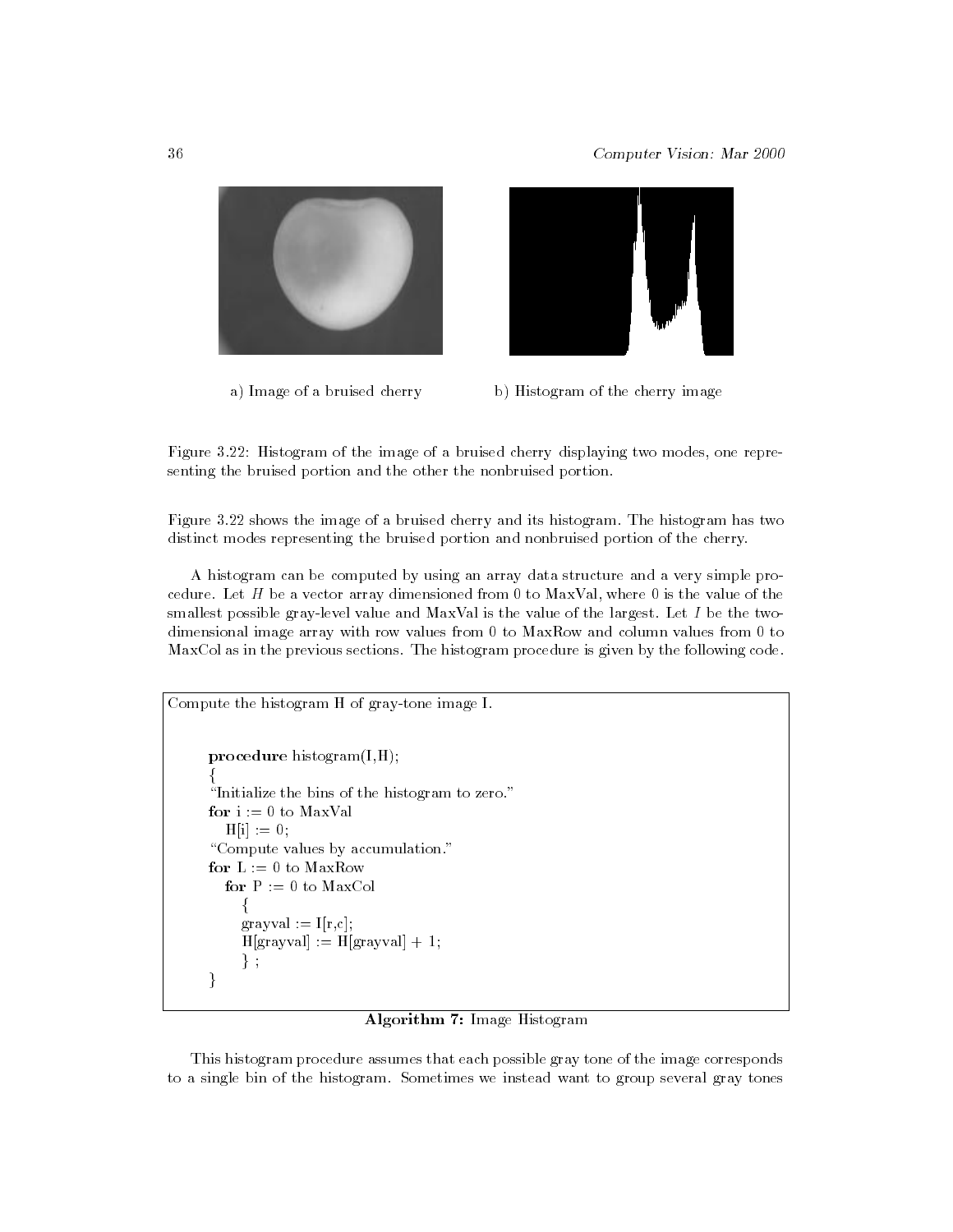a) Image of a bruised cherry

b) Histogram of the cherry image

Figure 3.22: Histogram of the image of a bruised cherry displaying two modes, one representing the bruised portion and the other the nonbruised portion.

Figure 3.22 shows the image of a bruised cherry and its histogram. The histogram has two distinct modes representing the bruised portion and nonbruised portion of the cherry.

A histogram can be computed by using an array data structure and a very simple procedure. Let $H$ be a vector array dimensioned from 0 to MaxVal, where 0 is the value of the smallest possible gray-level value and MaxVal is the value of the largest. Let $I$ be the two-dimensional image array with row values from 0 to MaxRow and column values from 0 to MaxCol as in the previous sections. The histogram procedure is given by the following code.

```
Compute the histogram H of gray-tone image I.

    procedure histogram(I,H);
    {
    "Initialize the bins of the histogram to zero."
    for i := 0 to MaxVal
       H[i] := 0;
    "Compute values by accumulation."
    for L := 0 to MaxRow
       for P := 0 to MaxCol
          {
          grayval := I[r,c];
          H[grayval] := H[grayval] + 1;
          } ;
    }
```

**Algorithm 7:** Image Histogram

This histogram procedure assumes that each possible gray tone of the image corresponds to a single bin of the histogram. Sometimes we instead want to group several gray tones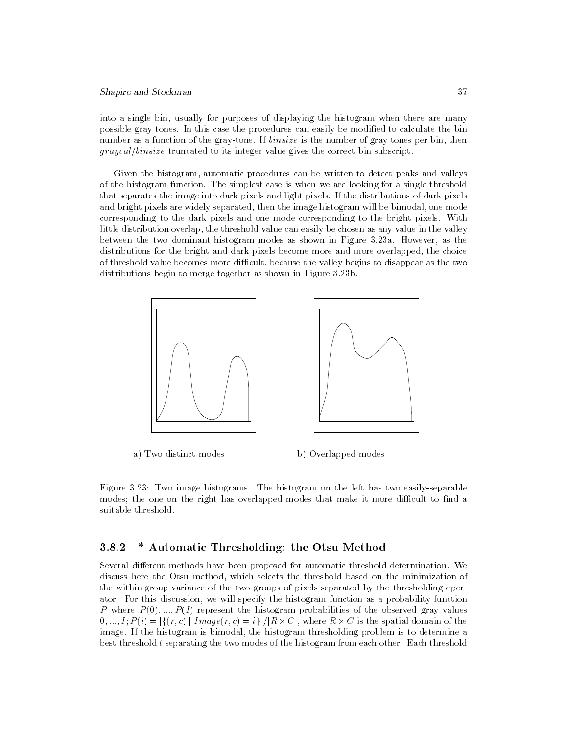into a single bin, usually for purposes of displaying the histogram when there are many possible gray tones. In this case the procedures can easily be modified to calculate the bin number as a function of the gray-tone. If *binsize* is the number of gray tones per bin, then *grayval*/*binsize* truncated to its integer value gives the correct bin subscript.

Given the histogram, automatic procedures can be written to detect peaks and valleys of the histogram function. The simplest case is when we are looking for a single threshold that separates the image into dark pixels and light pixels. If the distributions of dark pixels and bright pixels are widely separated, then the image histogram will be bimodal, one mode corresponding to the dark pixels and one mode corresponding to the bright pixels. With little distribution overlap, the threshold value can easily be chosen as any value in the valley between the two dominant histogram modes as shown in Figure 3.23a. However, as the distributions for the bright and dark pixels become more and more overlapped, the choice of threshold value becomes more difficult, because the valley begins to disappear as the two distributions begin to merge together as shown in Figure 3.23b.

a) Two distinct modes

b) Overlapped modes

Figure 3.23: Two image histograms. The histogram on the left has two easily-separable modes; the one on the right has overlapped modes that make it more difficult to find a suitable threshold.

### 3.8.2 * Automatic Thresholding: the Otsu Method

Several different methods have been proposed for automatic threshold determination. We discuss here the Otsu method, which selects the threshold based on the minimization of the within-group variance of the two groups of pixels separated by the thresholding operator. For this discussion, we will specify the histogram function as a probability function $P$ where $P(0), ..., P(I)$ represent the histogram probabilities of the observed gray values $0, ..., I$; $P(i) = |\{(r, c) \mid Image(r, c) = i\}| / |R \times C|$, where $R \times C$ is the spatial domain of the image. If the histogram is bimodal, the histogram thresholding problem is to determine a best threshold $t$ separating the two modes of the histogram from each other. Each threshold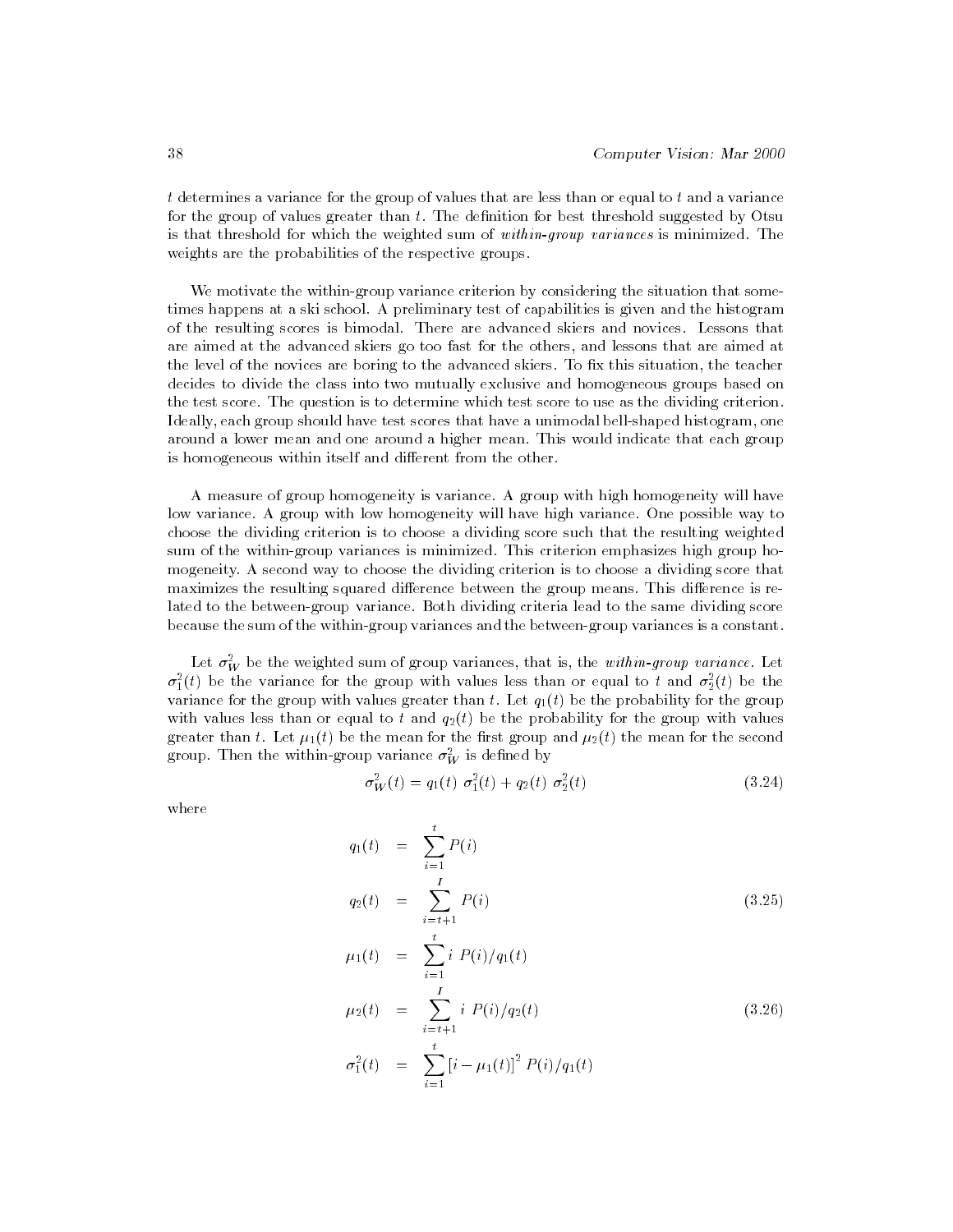$t$ determines a variance for the group of values that are less than or equal to $t$ and a variance for the group of values greater than $t$. The definition for best threshold suggested by Otsu is that threshold for which the weighted sum of *within-group variances* is minimized. The weights are the probabilities of the respective groups.

We motivate the within-group variance criterion by considering the situation that sometimes happens at a ski school. A preliminary test of capabilities is given and the histogram of the resulting scores is bimodal. There are advanced skiers and novices. Lessons that are aimed at the advanced skiers go too fast for the others, and lessons that are aimed at the level of the novices are boring to the advanced skiers. To fix this situation, the teacher decides to divide the class into two mutually exclusive and homogeneous groups based on the test score. The question is to determine which test score to use as the dividing criterion. Ideally, each group should have test scores that have a unimodal bell-shaped histogram, one around a lower mean and one around a higher mean. This would indicate that each group is homogeneous within itself and different from the other.

A measure of group homogeneity is variance. A group with high homogeneity will have low variance. A group with low homogeneity will have high variance. One possible way to choose the dividing criterion is to choose a dividing score such that the resulting weighted sum of the within-group variances is minimized. This criterion emphasizes high group homogeneity. A second way to choose the dividing criterion is to choose a dividing score that maximizes the resulting squared difference between the group means. This difference is related to the between-group variance. Both dividing criteria lead to the same dividing score because the sum of the within-group variances and the between-group variances is a constant.

Let $\sigma_W^2$ be the weighted sum of group variances, that is, the *within-group variance*. Let $\sigma_1^2(t)$ be the variance for the group with values less than or equal to $t$ and $\sigma_2^2(t)$ be the variance for the group with values greater than $t$. Let $q_1(t)$ be the probability for the group with values less than or equal to $t$ and $q_2(t)$ be the probability for the group with values greater than $t$. Let $\mu_1(t)$ be the mean for the first group and $\mu_2(t)$ the mean for the second group. Then the within-group variance $\sigma_W^2$ is defined by

$$\sigma_W^2(t) = q_1(t)\ \sigma_1^2(t) + q_2(t)\ \sigma_2^2(t) \tag{3.24}$$

where

$$\begin{aligned}
q_1(t) &= \sum_{i=1}^{t} P(i) \\
q_2(t) &= \sum_{i=t+1}^{I} P(i)
\end{aligned} \tag{3.25}$$

$$\begin{aligned}
\mu_1(t) &= \sum_{i=1}^{t} i\ P(i)/q_1(t) \\
\mu_2(t) &= \sum_{i=t+1}^{I} i\ P(i)/q_2(t)
\end{aligned} \tag{3.26}$$

$$\sigma_1^2(t) = \sum_{i=1}^{t} \left[i - \mu_1(t)\right]^2 P(i)/q_1(t)$$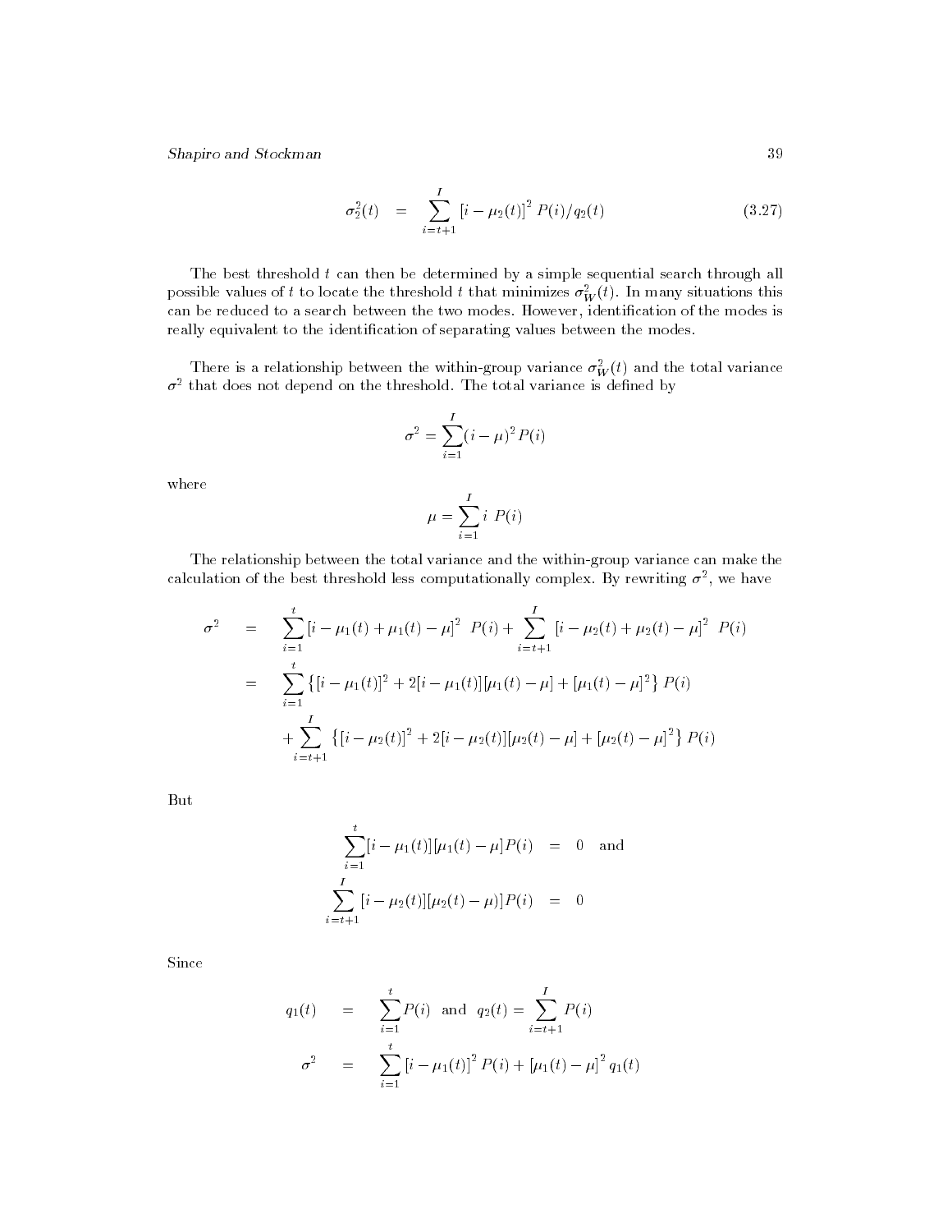$$\sigma_2^2(t) = \sum_{i=t+1}^{I} [i - \mu_2(t)]^2 \, P(i)/q_2(t) \tag{3.27}$$

The best threshold $t$ can then be determined by a simple sequential search through all possible values of $t$ to locate the threshold $t$ that minimizes $\sigma_W^2(t)$. In many situations this can be reduced to a search between the two modes. However, identification of the modes is really equivalent to the identification of separating values between the modes.

There is a relationship between the within-group variance $\sigma_W^2(t)$ and the total variance $\sigma^2$ that does not depend on the threshold. The total variance is defined by

$$\sigma^2 = \sum_{i=1}^{I} (i - \mu)^2 \, P(i)$$

where

$$\mu = \sum_{i=1}^{I} i \;\, P(i)$$

The relationship between the total variance and the within-group variance can make the calculation of the best threshold less computationally complex. By rewriting $\sigma^2$, we have

$$\begin{aligned}
\sigma^2 &= \sum_{i=1}^{t} [i - \mu_1(t) + \mu_1(t) - \mu]^2 \;\; P(i) + \sum_{i=t+1}^{I} [i - \mu_2(t) + \mu_2(t) - \mu]^2 \;\; P(i) \\
&= \sum_{i=1}^{t} \left\{ [i - \mu_1(t)]^2 + 2[i - \mu_1(t)][\mu_1(t) - \mu] + [\mu_1(t) - \mu]^2 \right\} P(i) \\
&\quad + \sum_{i=t+1}^{I} \left\{ [i - \mu_2(t)]^2 + 2[i - \mu_2(t)][\mu_2(t) - \mu] + [\mu_2(t) - \mu]^2 \right\} P(i)
\end{aligned}$$

But

$$\begin{aligned}
\sum_{i=1}^{t} [i - \mu_1(t)][\mu_1(t) - \mu] P(i) &= 0 \quad \text{and} \\
\sum_{i=t+1}^{I} [i - \mu_2(t)][\mu_2(t) - \mu)] P(i) &= 0
\end{aligned}$$

Since

$$\begin{aligned}
q_1(t) &= \sum_{i=1}^{t} P(i) \quad \text{and} \quad q_2(t) = \sum_{i=t+1}^{I} P(i) \\
\sigma^2 &= \sum_{i=1}^{t} [i - \mu_1(t)]^2 \, P(i) + [\mu_1(t) - \mu]^2 \, q_1(t)
\end{aligned}$$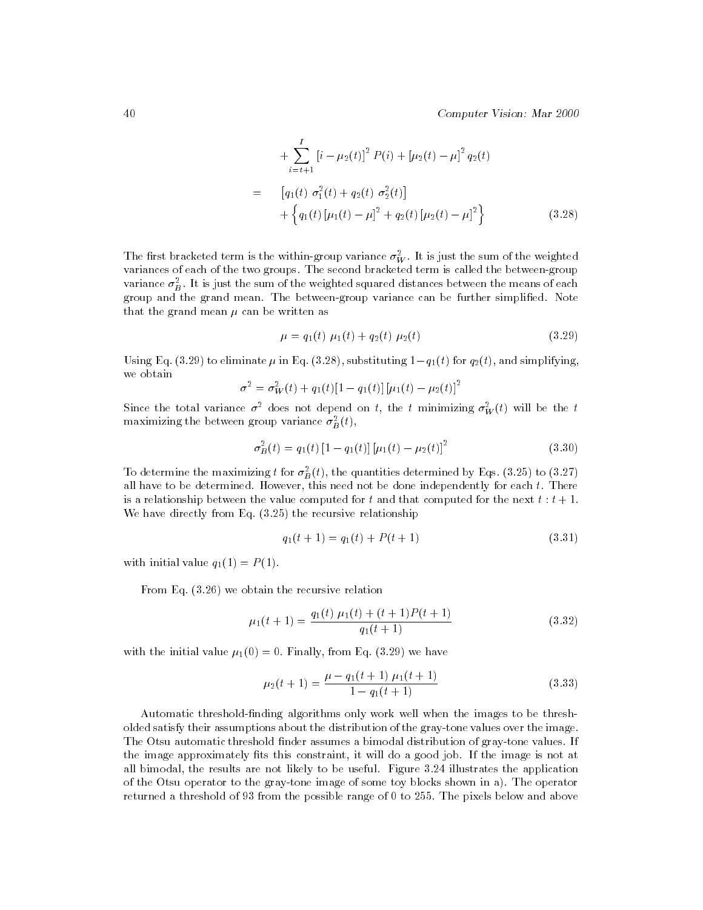$$
\begin{aligned}
&+ \sum_{i=t+1}^{I} \left[i - \mu_2(t)\right]^2 P(i) + \left[\mu_2(t) - \mu\right]^2 q_2(t) \\
= \quad & \left[q_1(t)\ \sigma_1^2(t) + q_2(t)\ \sigma_2^2(t)\right] \\
&+ \left\{ q_1(t) \left[\mu_1(t) - \mu\right]^2 + q_2(t) \left[\mu_2(t) - \mu\right]^2 \right\}
\end{aligned}
\tag{3.28}
$$

The first bracketed term is the within-group variance $\sigma_W^2$. It is just the sum of the weighted variances of each of the two groups. The second bracketed term is called the between-group variance $\sigma_B^2$. It is just the sum of the weighted squared distances between the means of each group and the grand mean. The between-group variance can be further simplified. Note that the grand mean $\mu$ can be written as

$$
\mu = q_1(t)\ \mu_1(t) + q_2(t)\ \mu_2(t) \tag{3.29}
$$

Using Eq. (3.29) to eliminate $\mu$ in Eq. (3.28), substituting $1 - q_1(t)$ for $q_2(t)$, and simplifying, we obtain

$$
\sigma^2 = \sigma_W^2(t) + q_1(t)[1 - q_1(t)] \left[\mu_1(t) - \mu_2(t)\right]^2
$$

Since the total variance $\sigma^2$ does not depend on $t$, the $t$ minimizing $\sigma_W^2(t)$ will be the $t$ maximizing the between group variance $\sigma_B^2(t)$,

$$
\sigma_B^2(t) = q_1(t) \left[1 - q_1(t)\right] \left[\mu_1(t) - \mu_2(t)\right]^2 \tag{3.30}
$$

To determine the maximizing $t$ for $\sigma_B^2(t)$, the quantities determined by Eqs. (3.25) to (3.27) all have to be determined. However, this need not be done independently for each $t$. There is a relationship between the value computed for $t$ and that computed for the next $t : t + 1$. We have directly from Eq. (3.25) the recursive relationship

$$
q_1(t + 1) = q_1(t) + P(t + 1) \tag{3.31}
$$

with initial value $q_1(1) = P(1)$.

From Eq. (3.26) we obtain the recursive relation

$$
\mu_1(t + 1) = \frac{q_1(t)\ \mu_1(t) + (t + 1)P(t + 1)}{q_1(t + 1)} \tag{3.32}
$$

with the initial value $\mu_1(0) = 0$. Finally, from Eq. (3.29) we have

$$
\mu_2(t + 1) = \frac{\mu - q_1(t + 1)\ \mu_1(t + 1)}{1 - q_1(t + 1)} \tag{3.33}
$$

Automatic threshold-finding algorithms only work well when the images to be thresholded satisfy their assumptions about the distribution of the gray-tone values over the image. The Otsu automatic threshold finder assumes a bimodal distribution of gray-tone values. If the image approximately fits this constraint, it will do a good job. If the image is not at all bimodal, the results are not likely to be useful. Figure 3.24 illustrates the application of the Otsu operator to the gray-tone image of some toy blocks shown in a). The operator returned a threshold of 93 from the possible range of 0 to 255. The pixels below and above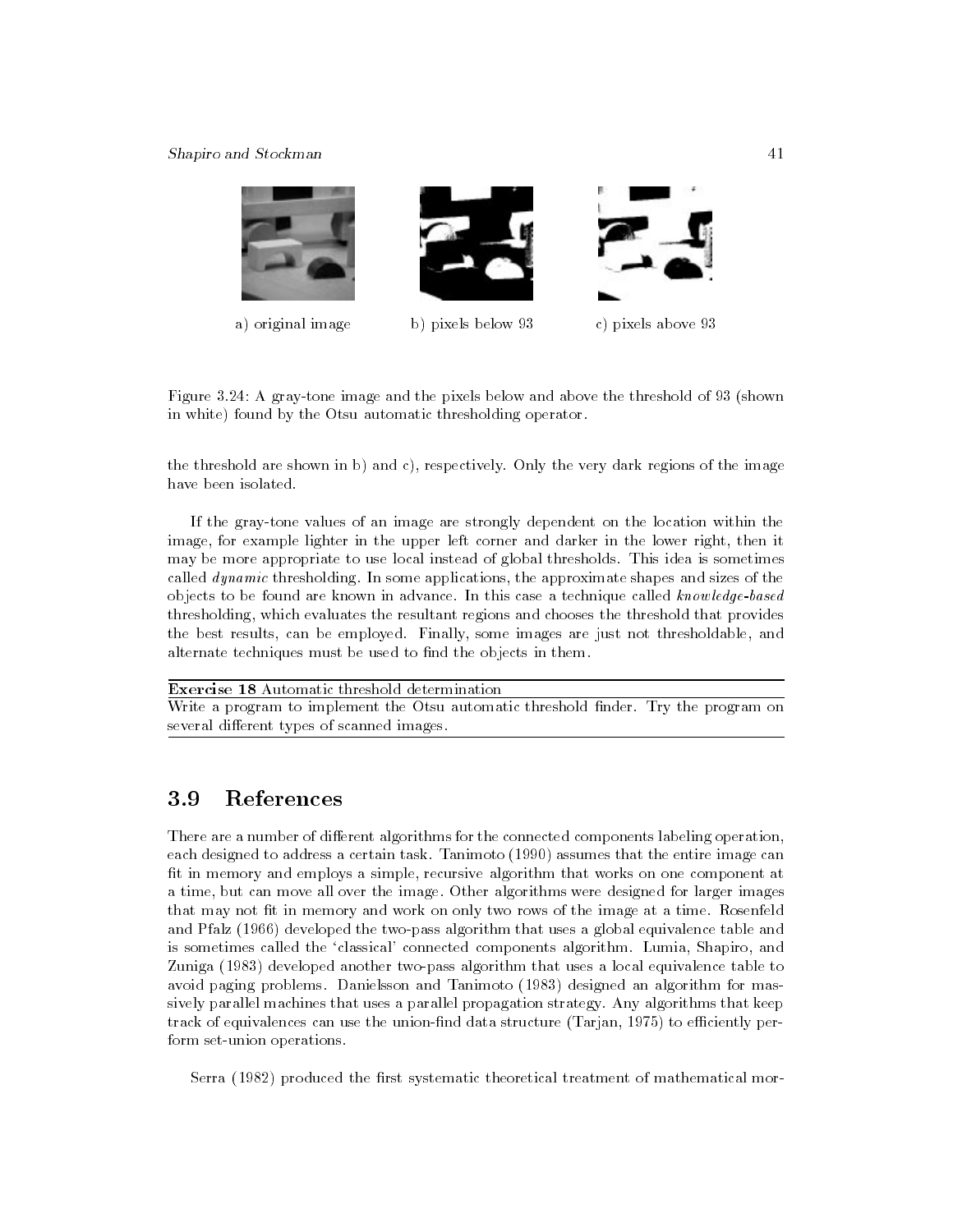a) original image b) pixels below 93 c) pixels above 93

Figure 3.24: A gray-tone image and the pixels below and above the threshold of 93 (shown in white) found by the Otsu automatic thresholding operator.

the threshold are shown in b) and c), respectively. Only the very dark regions of the image have been isolated.

If the gray-tone values of an image are strongly dependent on the location within the image, for example lighter in the upper left corner and darker in the lower right, then it may be more appropriate to use local instead of global thresholds. This idea is sometimes called *dynamic* thresholding. In some applications, the approximate shapes and sizes of the objects to be found are known in advance. In this case a technique called *knowledge-based* thresholding, which evaluates the resultant regions and chooses the threshold that provides the best results, can be employed. Finally, some images are just not thresholdable, and alternate techniques must be used to find the objects in them.

**Exercise 18** Automatic threshold determination

Write a program to implement the Otsu automatic threshold finder. Try the program on several different types of scanned images.

## 3.9 References

There are a number of different algorithms for the connected components labeling operation, each designed to address a certain task. Tanimoto (1990) assumes that the entire image can fit in memory and employs a simple, recursive algorithm that works on one component at a time, but can move all over the image. Other algorithms were designed for larger images that may not fit in memory and work on only two rows of the image at a time. Rosenfeld and Pfalz (1966) developed the two-pass algorithm that uses a global equivalence table and is sometimes called the 'classical' connected components algorithm. Lumia, Shapiro, and Zuniga (1983) developed another two-pass algorithm that uses a local equivalence table to avoid paging problems. Danielsson and Tanimoto (1983) designed an algorithm for massively parallel machines that uses a parallel propagation strategy. Any algorithms that keep track of equivalences can use the union-find data structure (Tarjan, 1975) to efficiently perform set-union operations.

Serra (1982) produced the first systematic theoretical treatment of mathematical mor-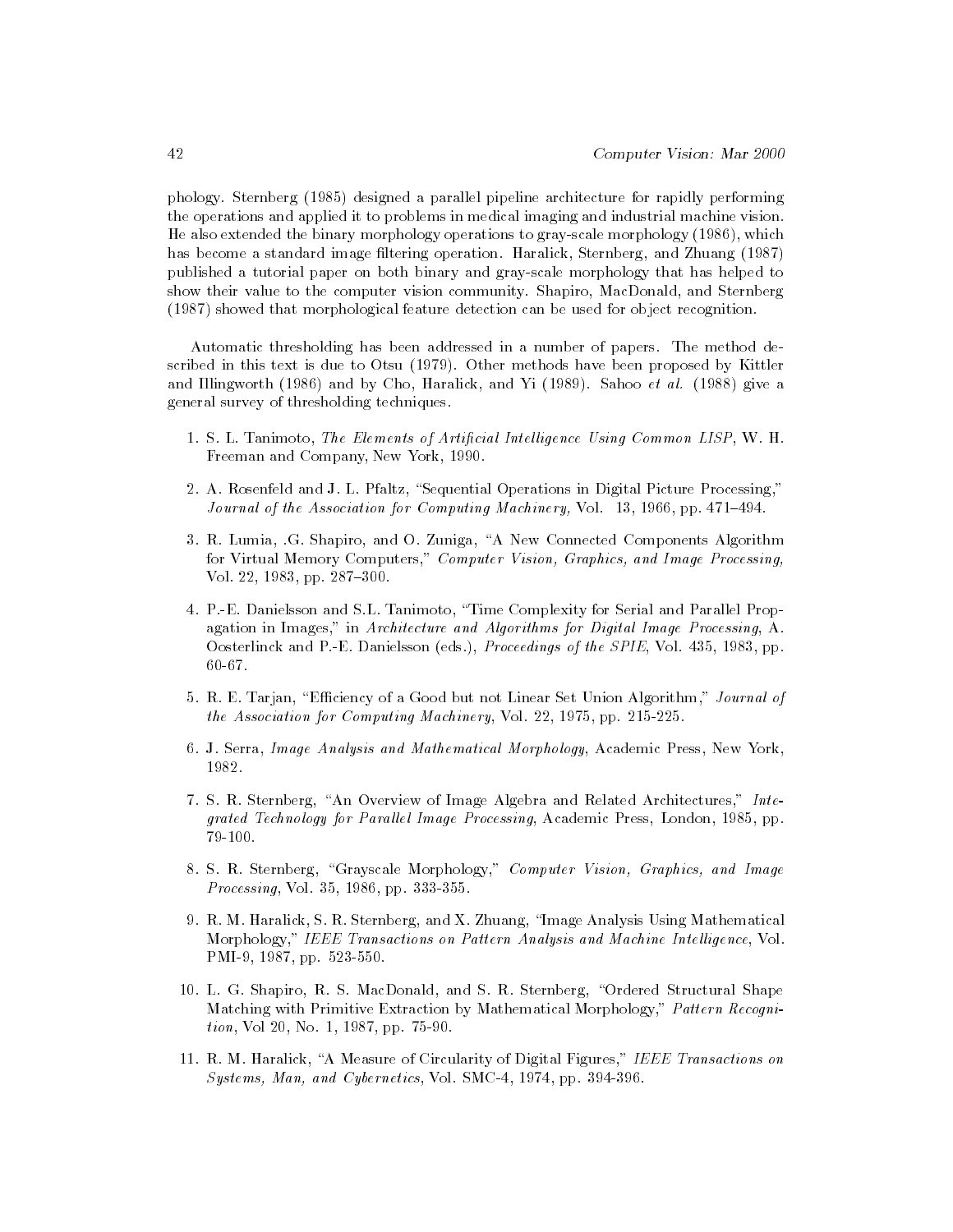phology. Sternberg (1985) designed a parallel pipeline architecture for rapidly performing the operations and applied it to problems in medical imaging and industrial machine vision. He also extended the binary morphology operations to gray-scale morphology (1986), which has become a standard image filtering operation. Haralick, Sternberg, and Zhuang (1987) published a tutorial paper on both binary and gray-scale morphology that has helped to show their value to the computer vision community. Shapiro, MacDonald, and Sternberg (1987) showed that morphological feature detection can be used for object recognition.

Automatic thresholding has been addressed in a number of papers. The method described in this text is due to Otsu (1979). Other methods have been proposed by Kittler and Illingworth (1986) and by Cho, Haralick, and Yi (1989). Sahoo *et al.* (1988) give a general survey of thresholding techniques.

1. S. L. Tanimoto, *The Elements of Artificial Intelligence Using Common LISP*, W. H. Freeman and Company, New York, 1990.
2. A. Rosenfeld and J. L. Pfaltz, "Sequential Operations in Digital Picture Processing," *Journal of the Association for Computing Machinery,* Vol. 13, 1966, pp. 471–494.
3. R. Lumia, .G. Shapiro, and O. Zuniga, "A New Connected Components Algorithm for Virtual Memory Computers," *Computer Vision, Graphics, and Image Processing,* Vol. 22, 1983, pp. 287–300.
4. P.-E. Danielsson and S.L. Tanimoto, "Time Complexity for Serial and Parallel Propagation in Images," in *Architecture and Algorithms for Digital Image Processing*, A. Oosterlinck and P.-E. Danielsson (eds.), *Proceedings of the SPIE*, Vol. 435, 1983, pp. 60-67.
5. R. E. Tarjan, "Efficiency of a Good but not Linear Set Union Algorithm," *Journal of the Association for Computing Machinery*, Vol. 22, 1975, pp. 215-225.
6. J. Serra, *Image Analysis and Mathematical Morphology*, Academic Press, New York, 1982.
7. S. R. Sternberg, "An Overview of Image Algebra and Related Architectures," *Integrated Technology for Parallel Image Processing*, Academic Press, London, 1985, pp. 79-100.
8. S. R. Sternberg, "Grayscale Morphology," *Computer Vision, Graphics, and Image Processing*, Vol. 35, 1986, pp. 333-355.
9. R. M. Haralick, S. R. Sternberg, and X. Zhuang, "Image Analysis Using Mathematical Morphology," *IEEE Transactions on Pattern Analysis and Machine Intelligence*, Vol. PMI-9, 1987, pp. 523-550.
10. L. G. Shapiro, R. S. MacDonald, and S. R. Sternberg, "Ordered Structural Shape Matching with Primitive Extraction by Mathematical Morphology," *Pattern Recognition*, Vol 20, No. 1, 1987, pp. 75-90.
11. R. M. Haralick, "A Measure of Circularity of Digital Figures," *IEEE Transactions on Systems, Man, and Cybernetics*, Vol. SMC-4, 1974, pp. 394-396.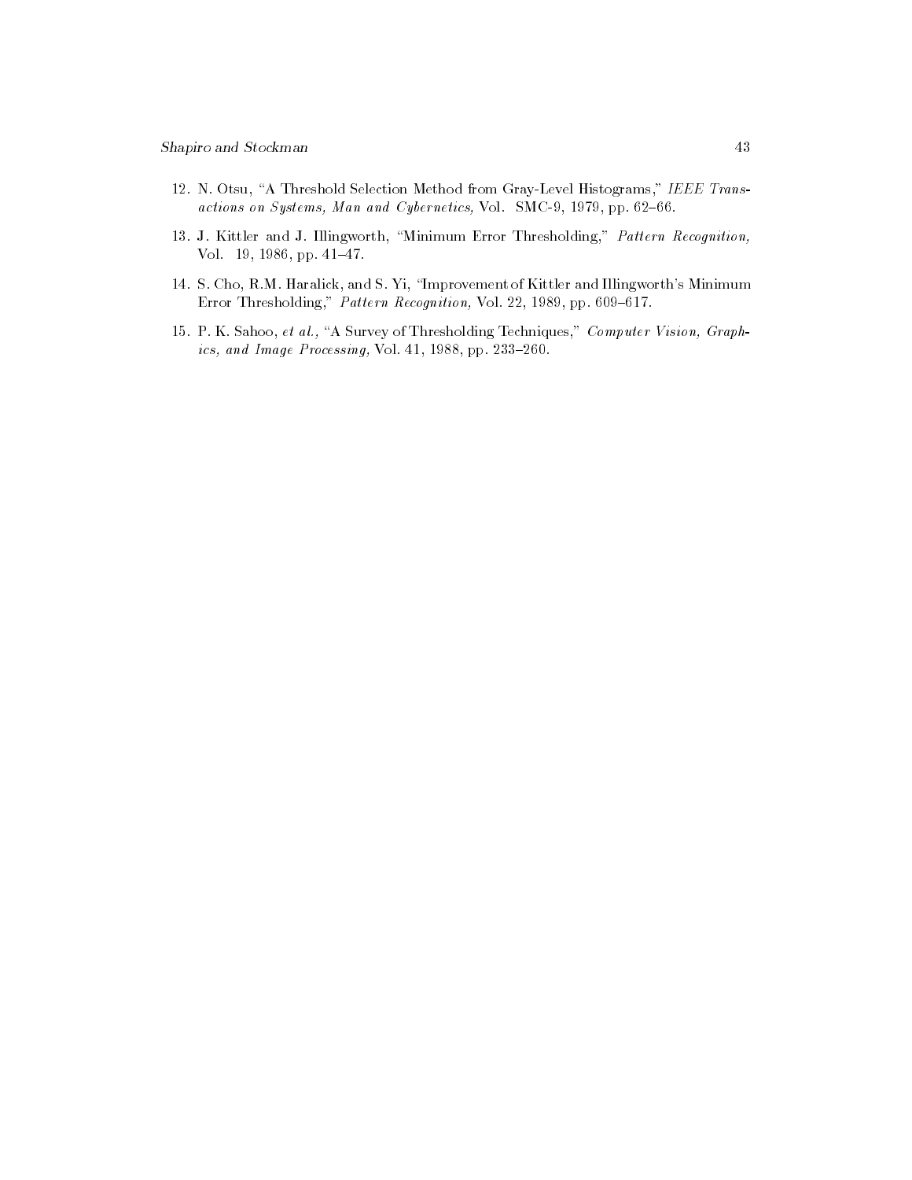12. N. Otsu, "A Threshold Selection Method from Gray-Level Histograms," *IEEE Transactions on Systems, Man and Cybernetics,* Vol. SMC-9, 1979, pp. 62–66.

13. J. Kittler and J. Illingworth, "Minimum Error Thresholding," *Pattern Recognition,* Vol. 19, 1986, pp. 41–47.

14. S. Cho, R.M. Haralick, and S. Yi, "Improvement of Kittler and Illingworth's Minimum Error Thresholding," *Pattern Recognition,* Vol. 22, 1989, pp. 609–617.

15. P. K. Sahoo, *et al.,* "A Survey of Thresholding Techniques," *Computer Vision, Graphics, and Image Processing,* Vol. 41, 1988, pp. 233–260.